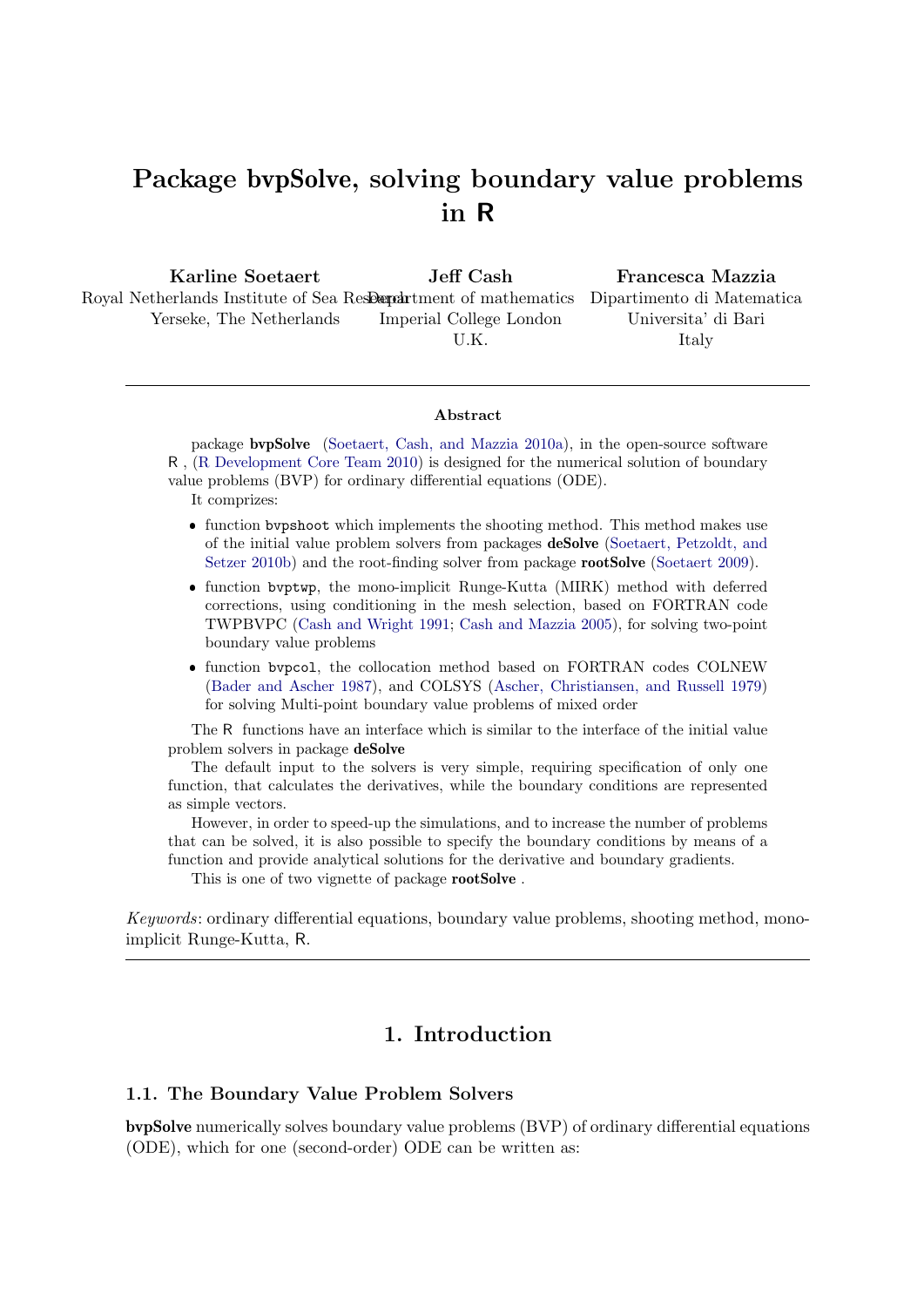# Package bvpSolve, solving boundary value problems in R

**Karline Soetaert**
Royal Netherlands Institute of Sea Research
Yerseke, The Netherlands

**Jeff Cash**
Department of mathematics
Imperial College London
U.K.

**Francesca Mazzia**
Dipartimento di Matematica
Universita' di Bari
Italy

---

**Abstract**

package **bvpSolve** (Soetaert, Cash, and Mazzia 2010a), in the open-source software R , (R Development Core Team 2010) is designed for the numerical solution of boundary value problems (BVP) for ordinary differential equations (ODE).

It comprizes:

- function `bvpshoot` which implements the shooting method. This method makes use of the initial value problem solvers from packages **deSolve** (Soetaert, Petzoldt, and Setzer 2010b) and the root-finding solver from package **rootSolve** (Soetaert 2009).
- function `bvptwp`, the mono-implicit Runge-Kutta (MIRK) method with deferred corrections, using conditioning in the mesh selection, based on FORTRAN code TWPBVPC (Cash and Wright 1991; Cash and Mazzia 2005), for solving two-point boundary value problems
- function `bvpcol`, the collocation method based on FORTRAN codes COLNEW (Bader and Ascher 1987), and COLSYS (Ascher, Christiansen, and Russell 1979) for solving Multi-point boundary value problems of mixed order

The R functions have an interface which is similar to the interface of the initial value problem solvers in package **deSolve**

The default input to the solvers is very simple, requiring specification of only one function, that calculates the derivatives, while the boundary conditions are represented as simple vectors.

However, in order to speed-up the simulations, and to increase the number of problems that can be solved, it is also possible to specify the boundary conditions by means of a function and provide analytical solutions for the derivative and boundary gradients.

This is one of two vignette of package **rootSolve** .

*Keywords*: ordinary differential equations, boundary value problems, shooting method, mono-implicit Runge-Kutta, R.

---

## 1. Introduction

### 1.1. The Boundary Value Problem Solvers

**bvpSolve** numerically solves boundary value problems (BVP) of ordinary differential equations (ODE), which for one (second-order) ODE can be written as: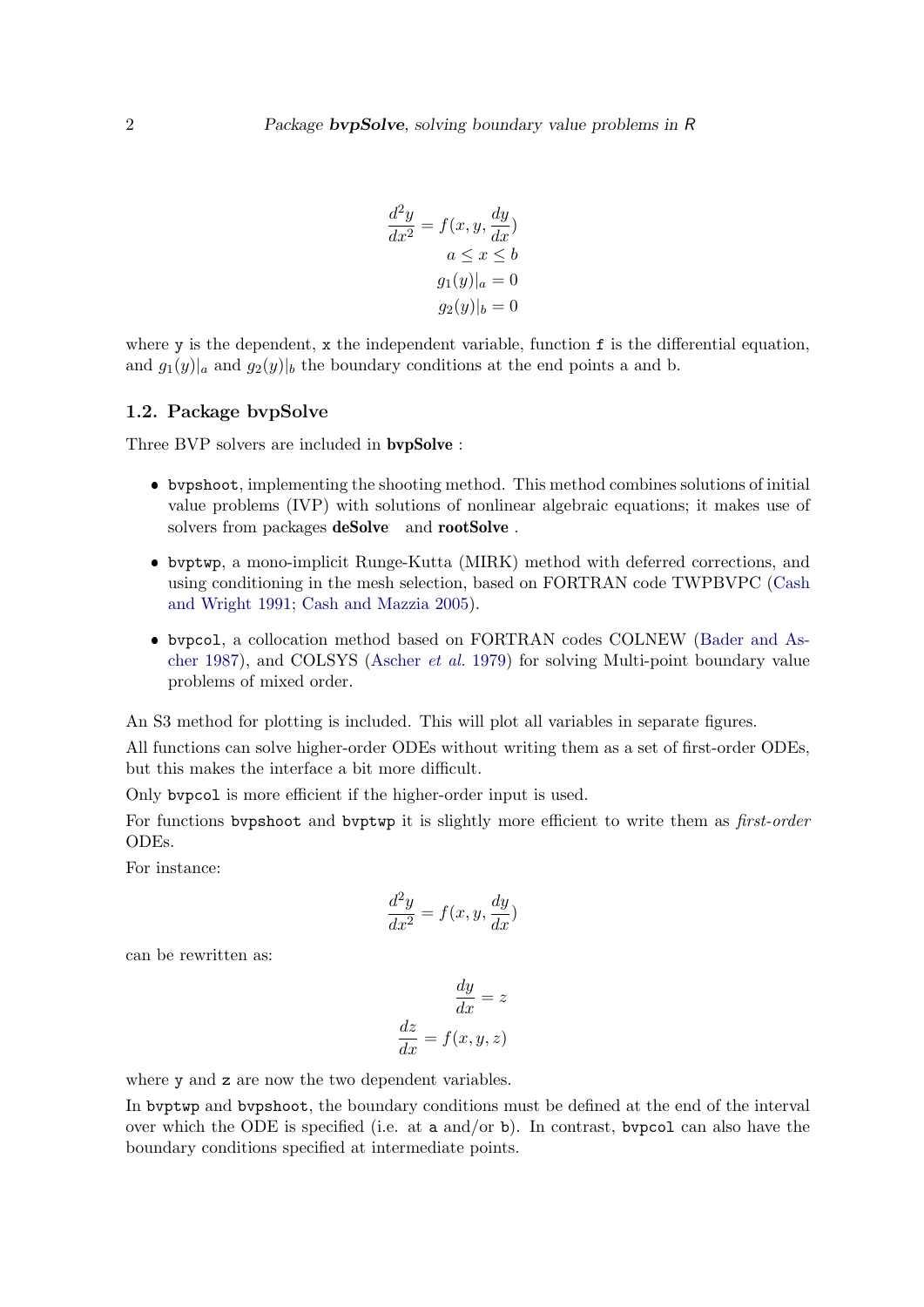$$
\begin{aligned}
\frac{d^2y}{dx^2} &= f(x, y, \frac{dy}{dx}) \\
a &\leq x \leq b \\
g_1(y)|_a &= 0 \\
g_2(y)|_b &= 0
\end{aligned}
$$

where `y` is the dependent, `x` the independent variable, function `f` is the differential equation, and $g_1(y)|_a$ and $g_2(y)|_b$ the boundary conditions at the end points a and b.

### 1.2. Package bvpSolve

Three BVP solvers are included in **bvpSolve** :

- `bvpshoot`, implementing the shooting method. This method combines solutions of initial value problems (IVP) with solutions of nonlinear algebraic equations; it makes use of solvers from packages **deSolve** and **rootSolve** .
- `bvptwp`, a mono-implicit Runge-Kutta (MIRK) method with deferred corrections, and using conditioning in the mesh selection, based on FORTRAN code TWPBVPC (Cash and Wright 1991; Cash and Mazzia 2005).
- `bvpcol`, a collocation method based on FORTRAN codes COLNEW (Bader and Ascher 1987), and COLSYS (Ascher *et al.* 1979) for solving Multi-point boundary value problems of mixed order.

An S3 method for plotting is included. This will plot all variables in separate figures.

All functions can solve higher-order ODEs without writing them as a set of first-order ODEs, but this makes the interface a bit more difficult.

Only `bvpcol` is more efficient if the higher-order input is used.

For functions `bvpshoot` and `bvptwp` it is slightly more efficient to write them as *first-order* ODEs.

For instance:

$$
\frac{d^2y}{dx^2} = f(x, y, \frac{dy}{dx})
$$

can be rewritten as:

$$
\begin{aligned}
\frac{dy}{dx} &= z \\
\frac{dz}{dx} &= f(x, y, z)
\end{aligned}
$$

where `y` and `z` are now the two dependent variables.

In `bvptwp` and `bvpshoot`, the boundary conditions must be defined at the end of the interval over which the ODE is specified (i.e. at `a` and/or `b`). In contrast, `bvpcol` can also have the boundary conditions specified at intermediate points.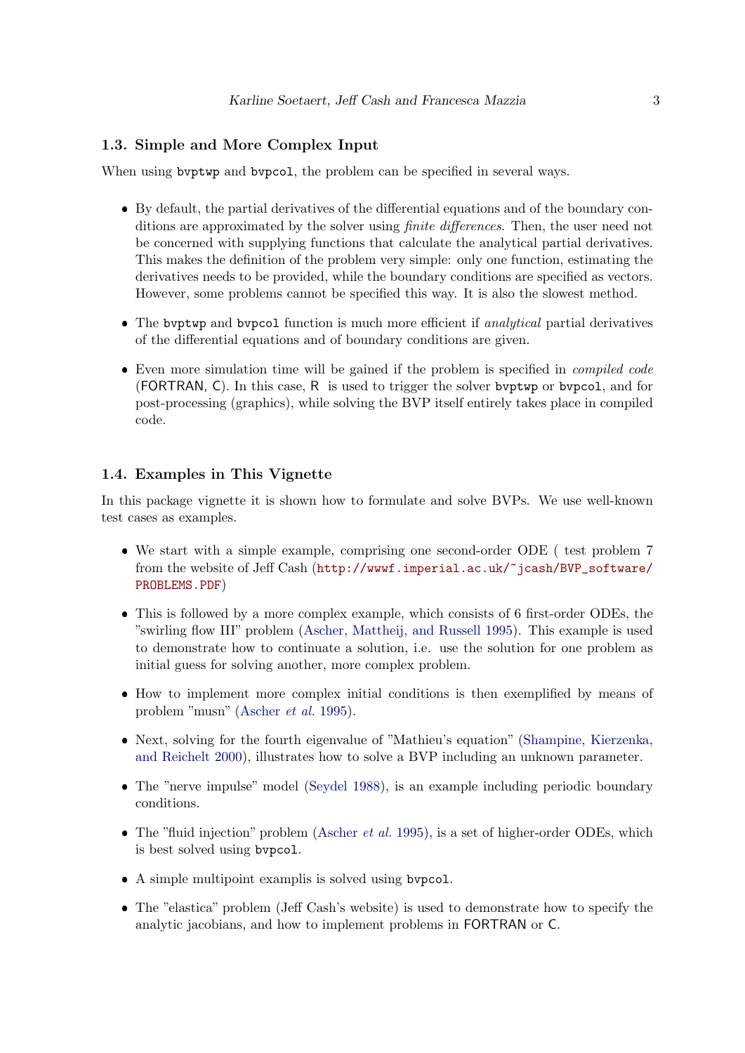### 1.3. Simple and More Complex Input

When using bvptwp and bvpcol, the problem can be specified in several ways.

- By default, the partial derivatives of the differential equations and of the boundary conditions are approximated by the solver using *finite differences*. Then, the user need not be concerned with supplying functions that calculate the analytical partial derivatives. This makes the definition of the problem very simple: only one function, estimating the derivatives needs to be provided, while the boundary conditions are specified as vectors. However, some problems cannot be specified this way. It is also the slowest method.
- The bvptwp and bvpcol function is much more efficient if *analytical* partial derivatives of the differential equations and of boundary conditions are given.
- Even more simulation time will be gained if the problem is specified in *compiled code* (FORTRAN, C). In this case, R is used to trigger the solver bvptwp or bvpcol, and for post-processing (graphics), while solving the BVP itself entirely takes place in compiled code.

### 1.4. Examples in This Vignette

In this package vignette it is shown how to formulate and solve BVPs. We use well-known test cases as examples.

- We start with a simple example, comprising one second-order ODE ( test problem 7 from the website of Jeff Cash (http://wwwf.imperial.ac.uk/~jcash/BVP_software/PROBLEMS.PDF)
- This is followed by a more complex example, which consists of 6 first-order ODEs, the "swirling flow III" problem (Ascher, Mattheij, and Russell 1995). This example is used to demonstrate how to continuate a solution, i.e. use the solution for one problem as initial guess for solving another, more complex problem.
- How to implement more complex initial conditions is then exemplified by means of problem "musn" (Ascher *et al.* 1995).
- Next, solving for the fourth eigenvalue of "Mathieu's equation" (Shampine, Kierzenka, and Reichelt 2000), illustrates how to solve a BVP including an unknown parameter.
- The "nerve impulse" model (Seydel 1988), is an example including periodic boundary conditions.
- The "fluid injection" problem (Ascher *et al.* 1995), is a set of higher-order ODEs, which is best solved using bvpcol.
- A simple multipoint examplis is solved using bvpcol.
- The "elastica" problem (Jeff Cash's website) is used to demonstrate how to specify the analytic jacobians, and how to implement problems in FORTRAN or C.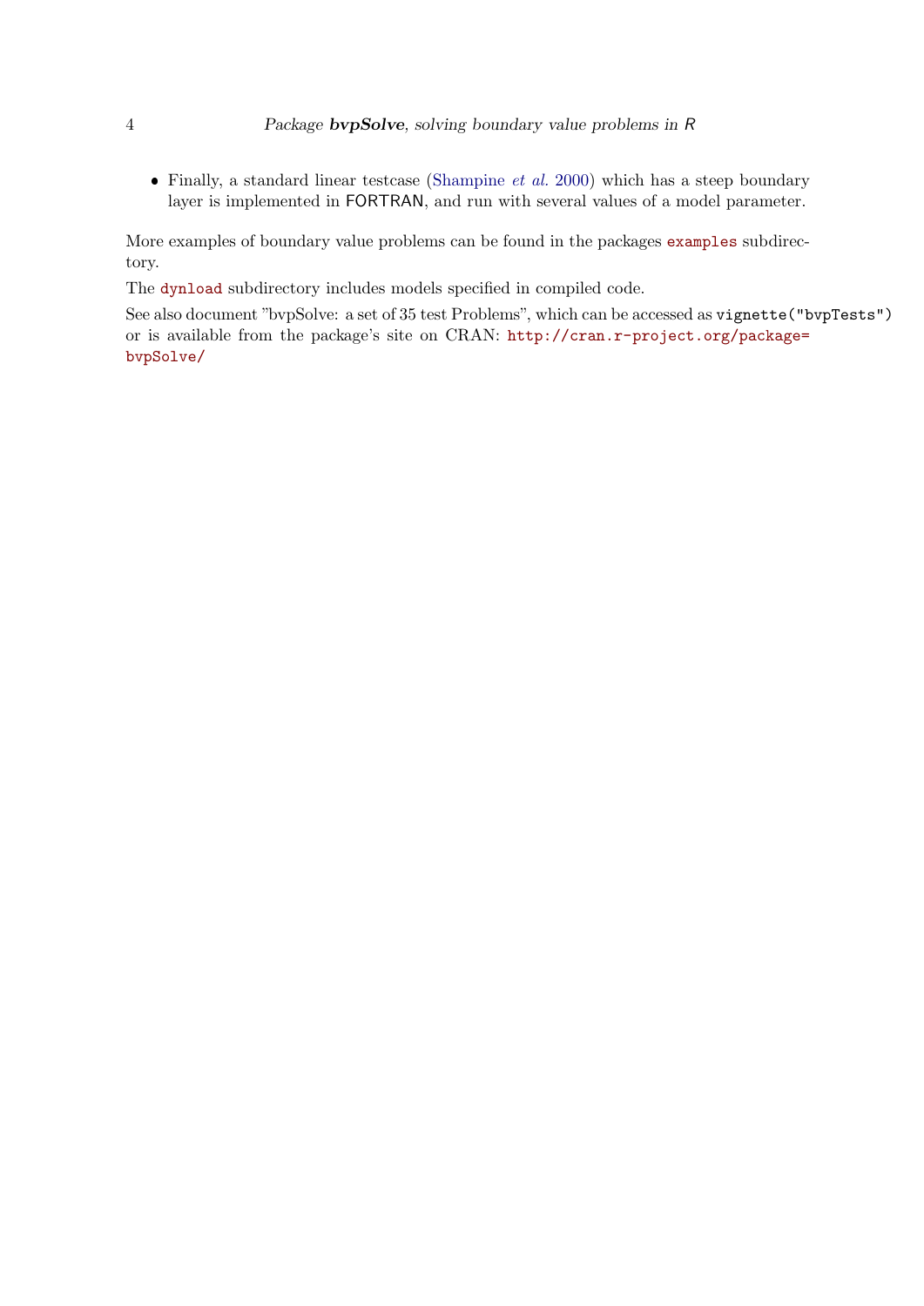- Finally, a standard linear testcase (Shampine *et al.* 2000) which has a steep boundary layer is implemented in FORTRAN, and run with several values of a model parameter.

More examples of boundary value problems can be found in the packages `examples` subdirectory.

The `dynload` subdirectory includes models specified in compiled code.

See also document "bvpSolve: a set of 35 test Problems", which can be accessed as `vignette("bvpTests")` or is available from the package's site on CRAN: `http://cran.r-project.org/package=bvpSolve/`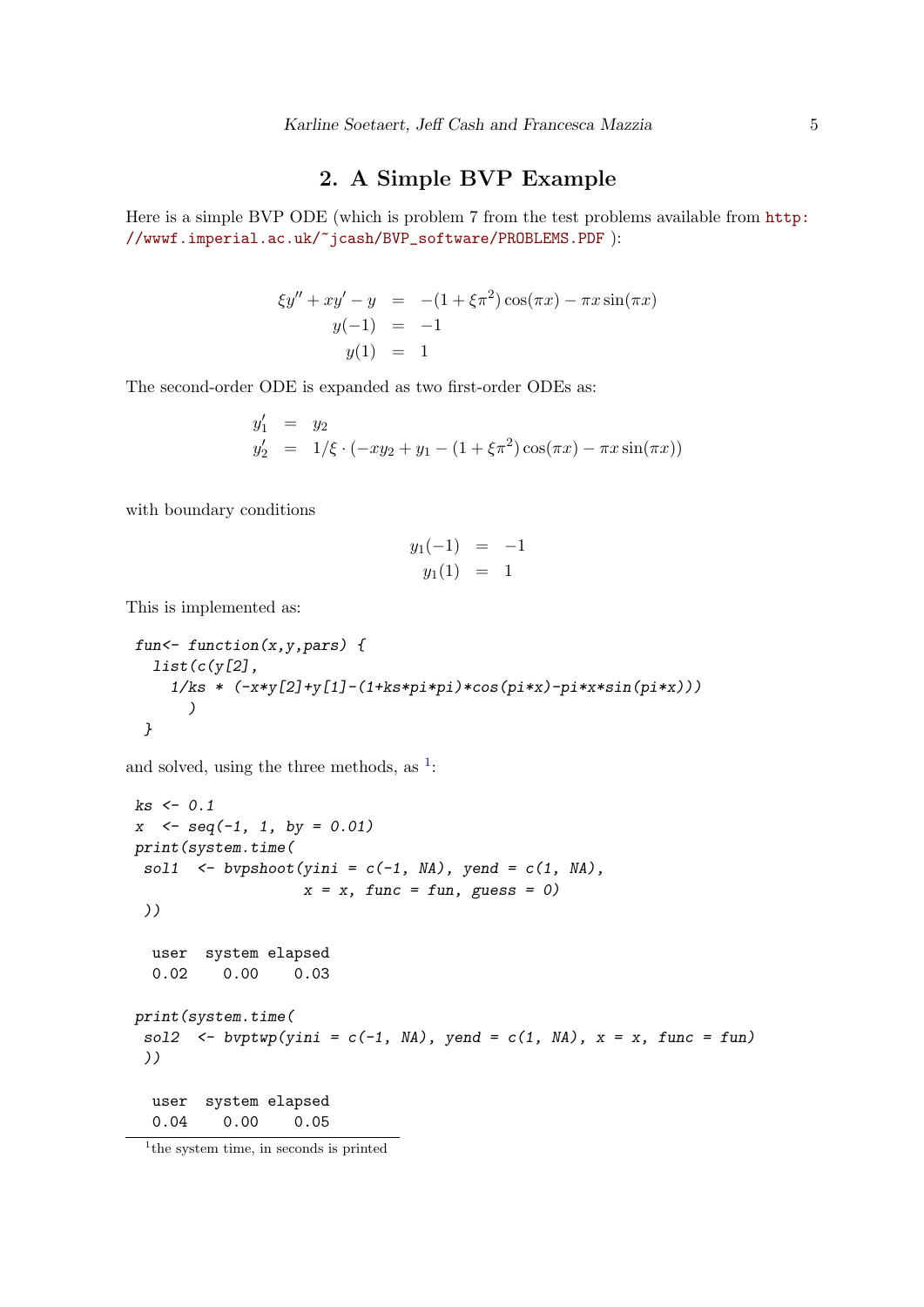## 2. A Simple BVP Example

Here is a simple BVP ODE (which is problem 7 from the test problems available from http://wwwf.imperial.ac.uk/~jcash/BVP_software/PROBLEMS.PDF ):

$$
\begin{aligned}
\xi y'' + xy' - y &= -(1+\xi\pi^2)\cos(\pi x) - \pi x \sin(\pi x) \\
y(-1) &= -1 \\
y(1) &= 1
\end{aligned}
$$

The second-order ODE is expanded as two first-order ODEs as:

$$
\begin{aligned}
y_1' &= y_2 \\
y_2' &= 1/\xi \cdot (-xy_2 + y_1 - (1+\xi\pi^2)\cos(\pi x) - \pi x \sin(\pi x))
\end{aligned}
$$

with boundary conditions

$$
\begin{aligned}
y_1(-1) &= -1 \\
y_1(1) &= 1
\end{aligned}
$$

This is implemented as:

```
fun<- function(x,y,pars) {
  list(c(y[2],
    1/ks * (-x*y[2]+y[1]-(1+ks*pi*pi)*cos(pi*x)-pi*x*sin(pi*x)))
      )
 }
```

and solved, using the three methods, as [1]:

```
ks <- 0.1
x  <- seq(-1, 1, by = 0.01)
print(system.time(
 sol1  <- bvpshoot(yini = c(-1, NA), yend = c(1, NA),
                  x = x, func = fun, guess = 0)
 ))

  user  system elapsed
  0.02    0.00    0.03

print(system.time(
 sol2  <- bvptwp(yini = c(-1, NA), yend = c(1, NA), x = x, func = fun)
 ))

  user  system elapsed
  0.04    0.00    0.05
```

[1] the system time, in seconds is printed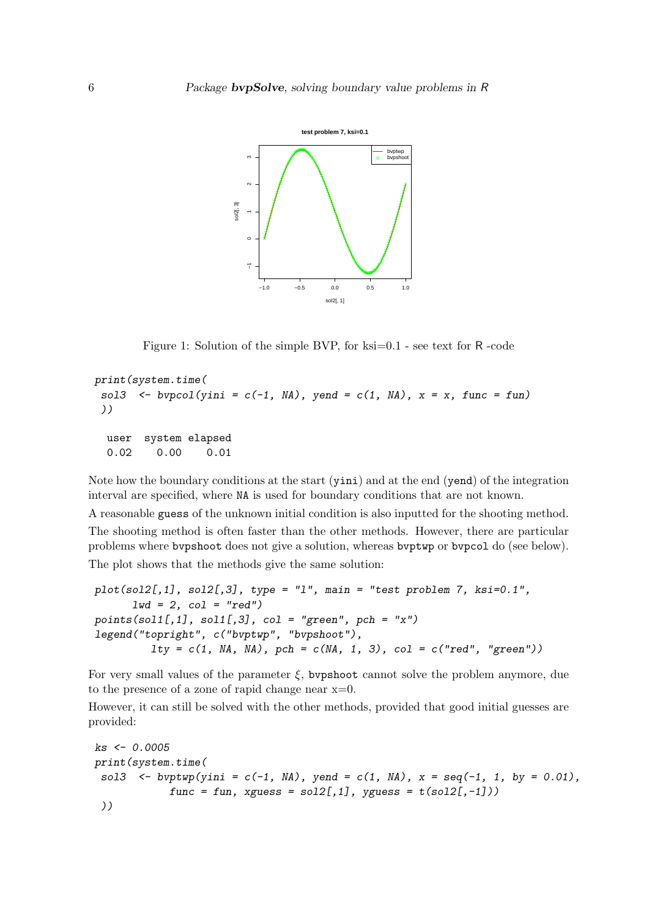Figure 1: Solution of the simple BVP, for ksi=0.1 - see text for R -code

```
print(system.time(
 sol3  <- bvpcol(yini = c(-1, NA), yend = c(1, NA), x = x, func = fun)
 ))

   user  system elapsed 
   0.02    0.00    0.01 
```

Note how the boundary conditions at the start (yini) and at the end (yend) of the integration interval are specified, where NA is used for boundary conditions that are not known.

A reasonable guess of the unknown initial condition is also inputted for the shooting method.

The shooting method is often faster than the other methods. However, there are particular problems where bvpshoot does not give a solution, whereas bvptwp or bvpcol do (see below).

The plot shows that the methods give the same solution:

```
plot(sol2[,1], sol2[,3], type = "l", main = "test problem 7, ksi=0.1",
      lwd = 2, col = "red")
points(sol1[,1], sol1[,3], col = "green", pch = "x")
legend("topright", c("bvptwp", "bvpshoot"),
         lty = c(1, NA, NA), pch = c(NA, 1, 3), col = c("red", "green"))
```

For very small values of the parameter $\xi$, bvpshoot cannot solve the problem anymore, due to the presence of a zone of rapid change near x=0.

However, it can still be solved with the other methods, provided that good initial guesses are provided:

```
ks <- 0.0005
print(system.time(
 sol3  <- bvptwp(yini = c(-1, NA), yend = c(1, NA), x = seq(-1, 1, by = 0.01),
            func = fun, xguess = sol2[,1], yguess = t(sol2[,-1]))
 ))
```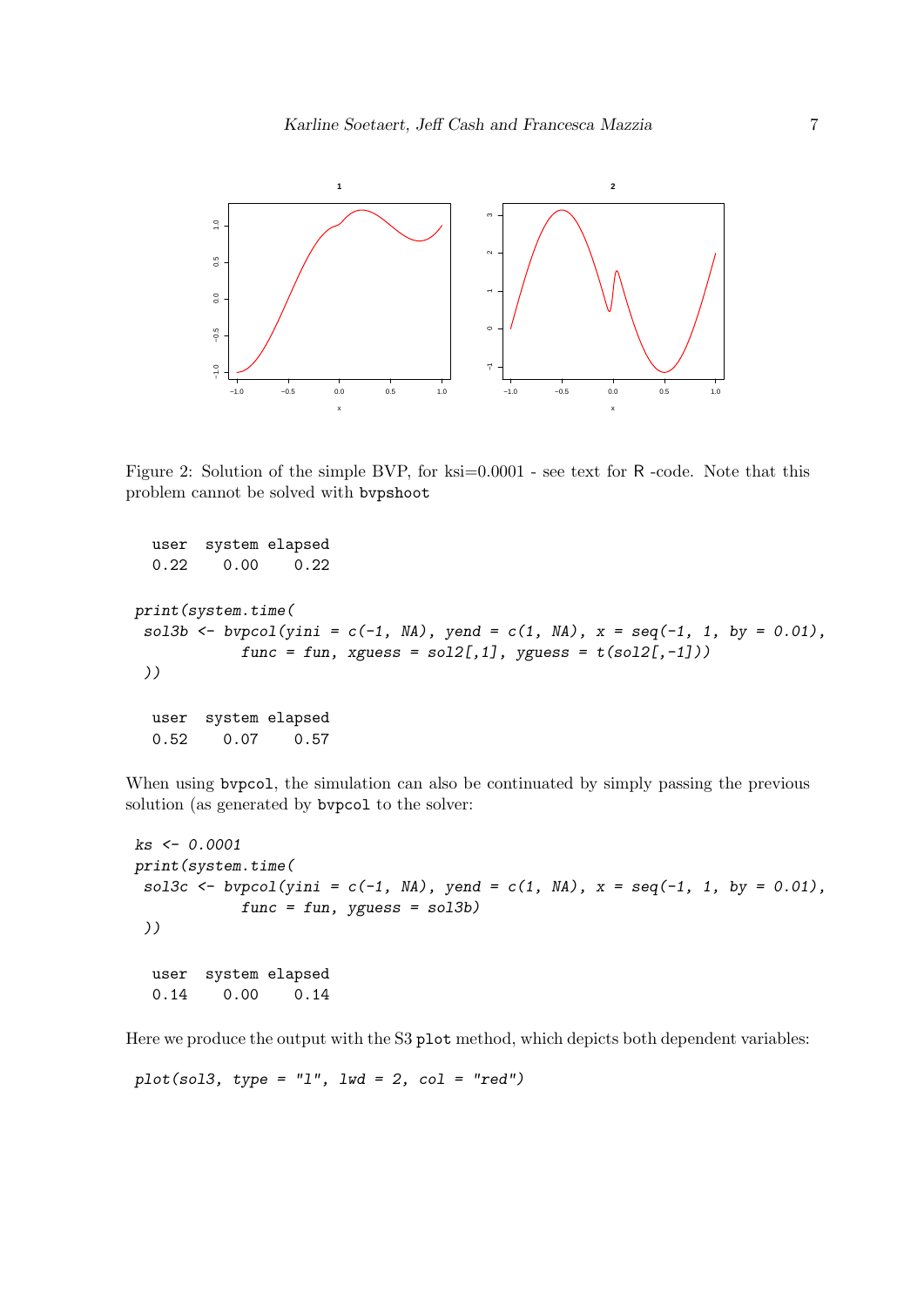Figure 2: Solution of the simple BVP, for ksi=0.0001 - see text for R -code. Note that this problem cannot be solved with `bvpshoot`

```
   user  system elapsed 
   0.22    0.00    0.22 
```

```
print(system.time(
 sol3b <- bvpcol(yini = c(-1, NA), yend = c(1, NA), x = seq(-1, 1, by = 0.01),
            func = fun, xguess = sol2[,1], yguess = t(sol2[,-1]))
 ))
```

```
   user  system elapsed 
   0.52    0.07    0.57 
```

When using `bvpcol`, the simulation can also be continuated by simply passing the previous solution (as generated by `bvpcol` to the solver:

```
ks <- 0.0001
print(system.time(
 sol3c <- bvpcol(yini = c(-1, NA), yend = c(1, NA), x = seq(-1, 1, by = 0.01),
            func = fun, yguess = sol3b)
 ))
```

```
   user  system elapsed 
   0.14    0.00    0.14 
```

Here we produce the output with the S3 `plot` method, which depicts both dependent variables:

```
plot(sol3, type = "l", lwd = 2, col = "red")
```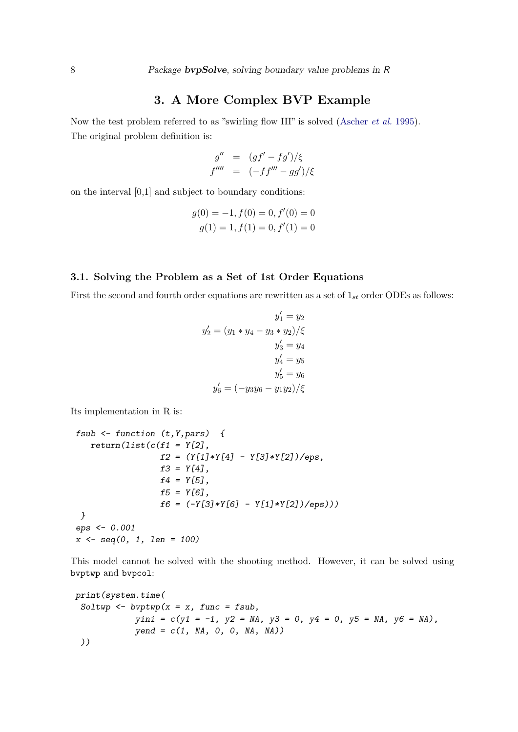# 3. A More Complex BVP Example

Now the test problem referred to as "swirling flow III" is solved (Ascher *et al.* 1995). The original problem definition is:

$$
\begin{aligned}
g'' &= (gf' - fg')/\xi \\
f'''' &= (-ff''' - gg')/\xi
\end{aligned}
$$

on the interval [0,1] and subject to boundary conditions:

$$
\begin{aligned}
g(0) = -1, f(0) = 0, f'(0) = 0 \\
g(1) = 1, f(1) = 0, f'(1) = 0
\end{aligned}
$$

## 3.1. Solving the Problem as a Set of 1st Order Equations

First the second and fourth order equations are rewritten as a set of $1_{st}$ order ODEs as follows:

$$
\begin{aligned}
y_1' &= y_2 \\
y_2' &= (y_1 * y_4 - y_3 * y_2)/\xi \\
y_3' &= y_4 \\
y_4' &= y_5 \\
y_5' &= y_6 \\
y_6' &= (-y_3 y_6 - y_1 y_2)/\xi
\end{aligned}
$$

Its implementation in R is:

```
fsub <- function (t,Y,pars)  {
   return(list(c(f1 = Y[2],
                 f2 = (Y[1]*Y[4] - Y[3]*Y[2])/eps,
                 f3 = Y[4],
                 f4 = Y[5],
                 f5 = Y[6],
                 f6 = (-Y[3]*Y[6] - Y[1]*Y[2])/eps)))
 }
eps <- 0.001
x <- seq(0, 1, len = 100)
```

This model cannot be solved with the shooting method. However, it can be solved using bvptwp and bvpcol:

```
print(system.time(
 Soltwp <- bvptwp(x = x, func = fsub,
            yini = c(y1 = -1, y2 = NA, y3 = 0, y4 = 0, y5 = NA, y6 = NA),
            yend = c(1, NA, 0, 0, NA, NA))
 ))
```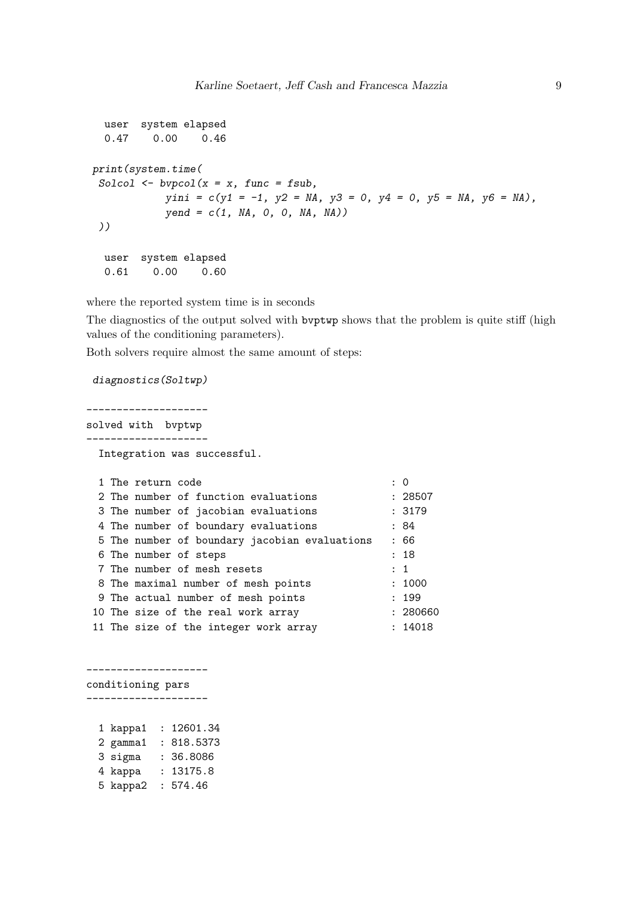```
   user  system elapsed 
   0.47    0.00    0.46 
```

```
print(system.time(
 Solcol <- bvpcol(x = x, func = fsub,
           yini = c(y1 = -1, y2 = NA, y3 = 0, y4 = 0, y5 = NA, y6 = NA),
           yend = c(1, NA, 0, 0, NA, NA))
))
```

```
   user  system elapsed 
   0.61    0.00    0.60 
```

where the reported system time is in seconds

The diagnostics of the output solved with `bvptwp` shows that the problem is quite stiff (high values of the conditioning parameters).

Both solvers require almost the same amount of steps:

```
diagnostics(Soltwp)
```

```
--------------------
solved with  bvptwp
--------------------
  Integration was successful.

  1 The return code                               : 0 
  2 The number of function evaluations            : 28507 
  3 The number of jacobian evaluations            : 3179 
  4 The number of boundary evaluations            : 84 
  5 The number of boundary jacobian evaluations   : 66 
  6 The number of steps                           : 18 
  7 The number of mesh resets                     : 1 
  8 The maximal number of mesh points             : 1000 
  9 The actual number of mesh points              : 199 
 10 The size of the real work array               : 280660 
 11 The size of the integer work array            : 14018 


--------------------
conditioning pars
--------------------

  1 kappa1  : 12601.34 
  2 gamma1  : 818.5373 
  3 sigma   : 36.8086 
  4 kappa   : 13175.8 
  5 kappa2  : 574.46 
```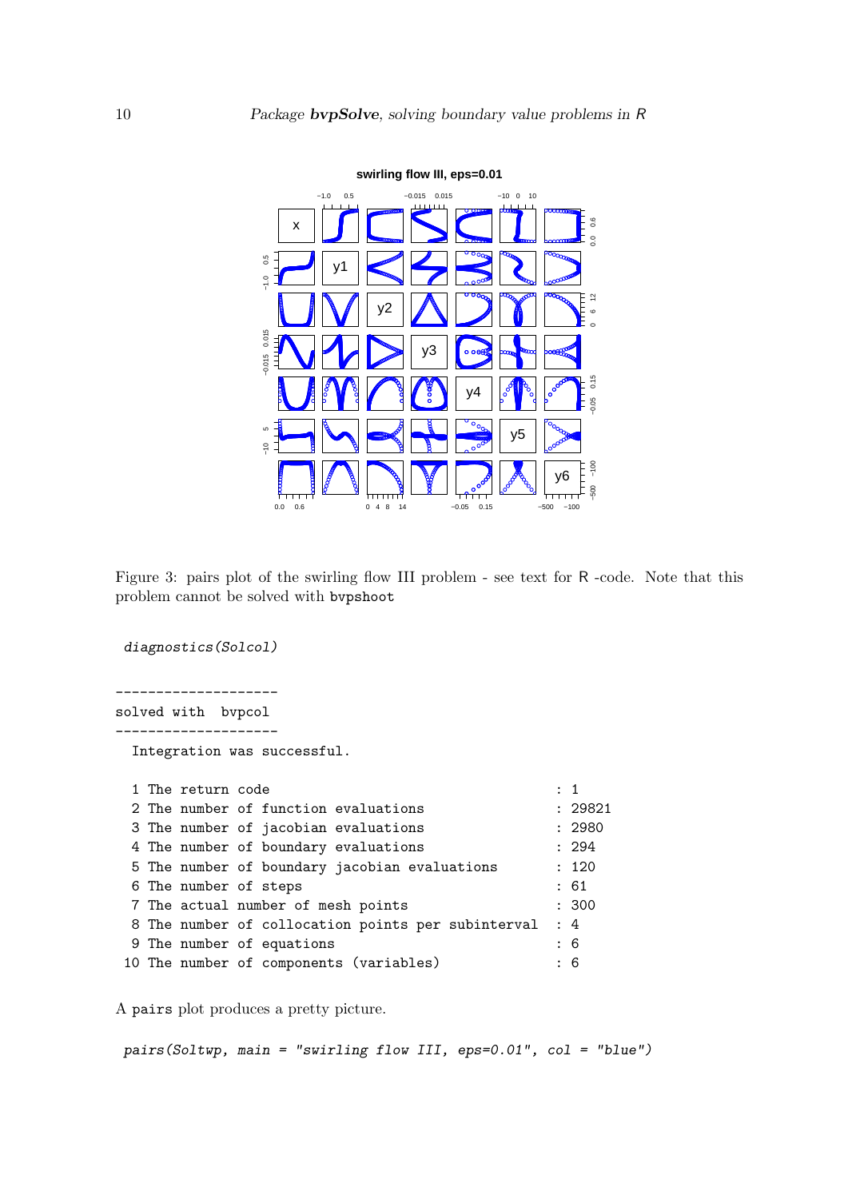Figure 3: pairs plot of the swirling flow III problem - see text for R -code. Note that this problem cannot be solved with bvpshoot

```
diagnostics(Solcol)
```

```
--------------------
solved with  bvpcol
--------------------
  Integration was successful.

  1 The return code                                      : 1
  2 The number of function evaluations                   : 29821
  3 The number of jacobian evaluations                   : 2980
  4 The number of boundary evaluations                   : 294
  5 The number of boundary jacobian evaluations          : 120
  6 The number of steps                                  : 61
  7 The actual number of mesh points                     : 300
  8 The number of collocation points per subinterval     : 4
  9 The number of equations                              : 6
 10 The number of components (variables)                 : 6
```

A pairs plot produces a pretty picture.

```
pairs(Soltwp, main = "swirling flow III, eps=0.01", col = "blue")
```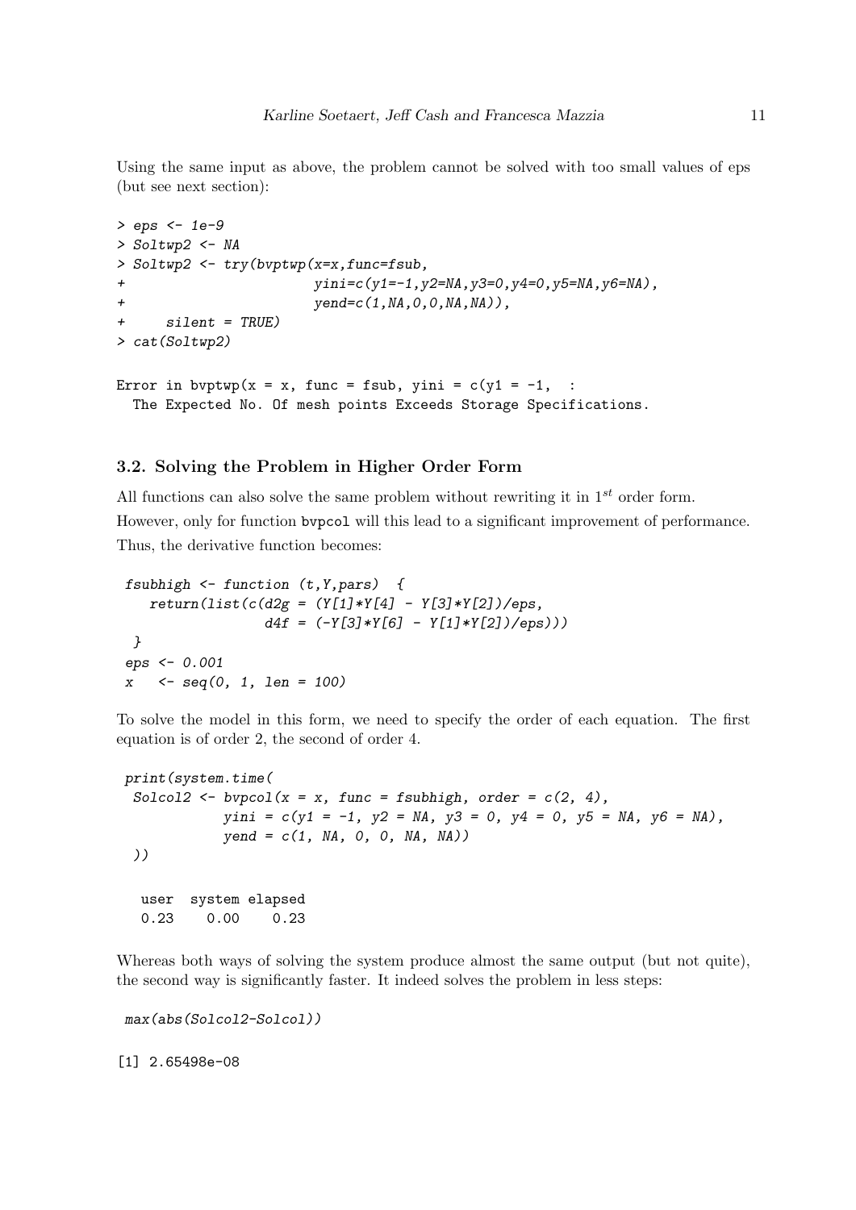Using the same input as above, the problem cannot be solved with too small values of eps (but see next section):

```
> eps <- 1e-9
> Soltwp2 <- NA
> Soltwp2 <- try(bvptwp(x=x,func=fsub,
+                       yini=c(y1=-1,y2=NA,y3=0,y4=0,y5=NA,y6=NA),
+                       yend=c(1,NA,0,0,NA,NA)),
+     silent = TRUE)
> cat(Soltwp2)

Error in bvptwp(x = x, func = fsub, yini = c(y1 = -1,  :
  The Expected No. Of mesh points Exceeds Storage Specifications.
```

### 3.2. Solving the Problem in Higher Order Form

All functions can also solve the same problem without rewriting it in $1^{st}$ order form.

However, only for function `bvpcol` will this lead to a significant improvement of performance. Thus, the derivative function becomes:

```
fsubhigh <- function (t,Y,pars)  {
   return(list(c(d2g = (Y[1]*Y[4] - Y[3]*Y[2])/eps,
                 d4f = (-Y[3]*Y[6] - Y[1]*Y[2])/eps)))
 }
eps <- 0.001
x   <- seq(0, 1, len = 100)
```

To solve the model in this form, we need to specify the order of each equation. The first equation is of order 2, the second of order 4.

```
print(system.time(
 Solcol2 <- bvpcol(x = x, func = fsubhigh, order = c(2, 4),
            yini = c(y1 = -1, y2 = NA, y3 = 0, y4 = 0, y5 = NA, y6 = NA),
            yend = c(1, NA, 0, 0, NA, NA))
 ))

   user  system elapsed
   0.23    0.00    0.23
```

Whereas both ways of solving the system produce almost the same output (but not quite), the second way is significantly faster. It indeed solves the problem in less steps:

```
max(abs(Solcol2-Solcol))

[1] 2.65498e-08
```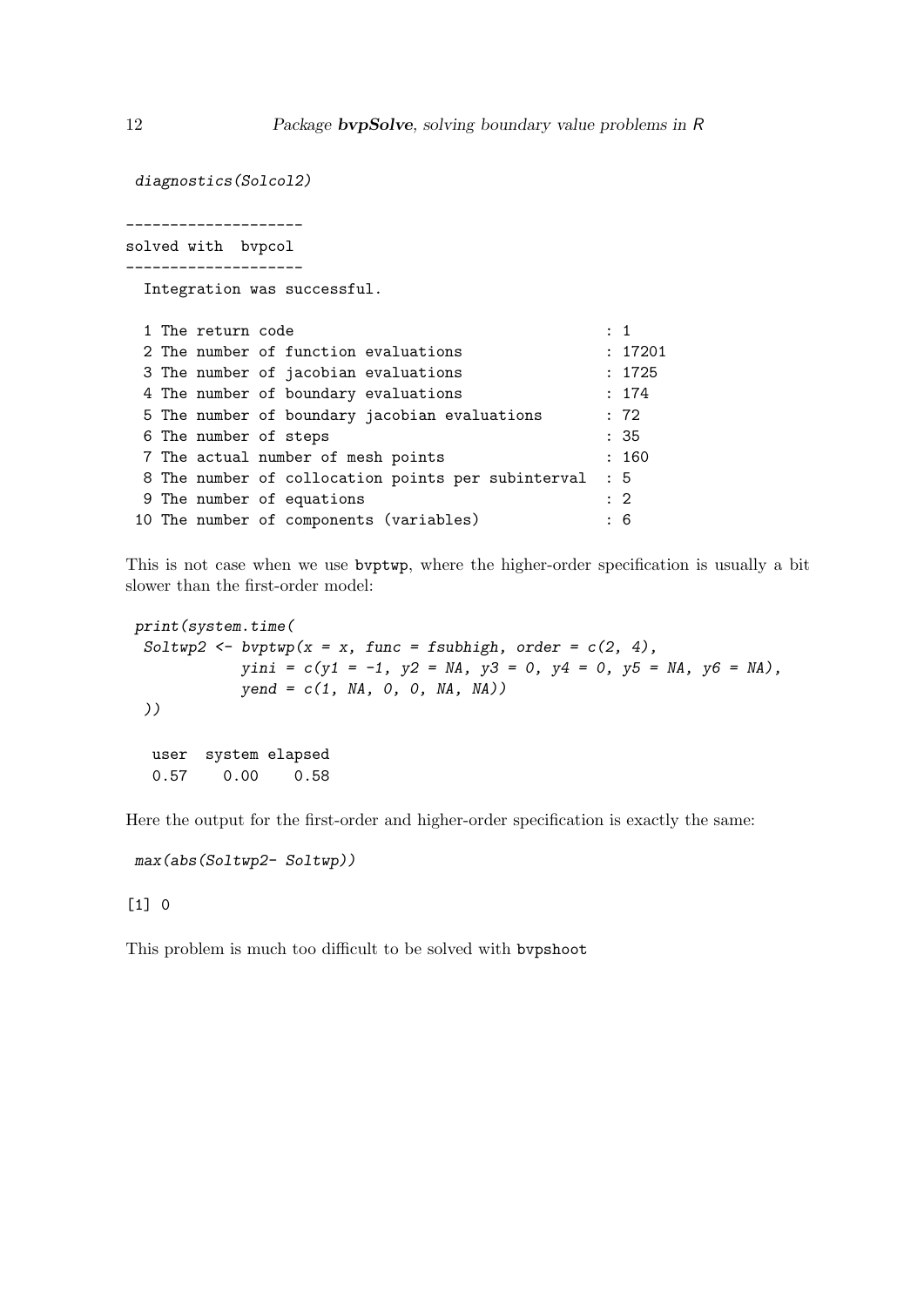```
diagnostics(Solcol2)
```

```
--------------------
solved with  bvpcol
--------------------
  Integration was successful.

  1 The return code                                     : 1
  2 The number of function evaluations                  : 17201
  3 The number of jacobian evaluations                  : 1725
  4 The number of boundary evaluations                  : 174
  5 The number of boundary jacobian evaluations         : 72
  6 The number of steps                                 : 35
  7 The actual number of mesh points                    : 160
  8 The number of collocation points per subinterval    : 5
  9 The number of equations                             : 2
 10 The number of components (variables)                : 6
```

This is not case when we use bvptwp, where the higher-order specification is usually a bit slower than the first-order model:

```
print(system.time(
 Soltwp2 <- bvptwp(x = x, func = fsubhigh, order = c(2, 4),
            yini = c(y1 = -1, y2 = NA, y3 = 0, y4 = 0, y5 = NA, y6 = NA),
            yend = c(1, NA, 0, 0, NA, NA))
 ))
```

```
   user  system elapsed
   0.57    0.00    0.58
```

Here the output for the first-order and higher-order specification is exactly the same:

```
max(abs(Soltwp2- Soltwp))
```

```
[1] 0
```

This problem is much too difficult to be solved with bvpshoot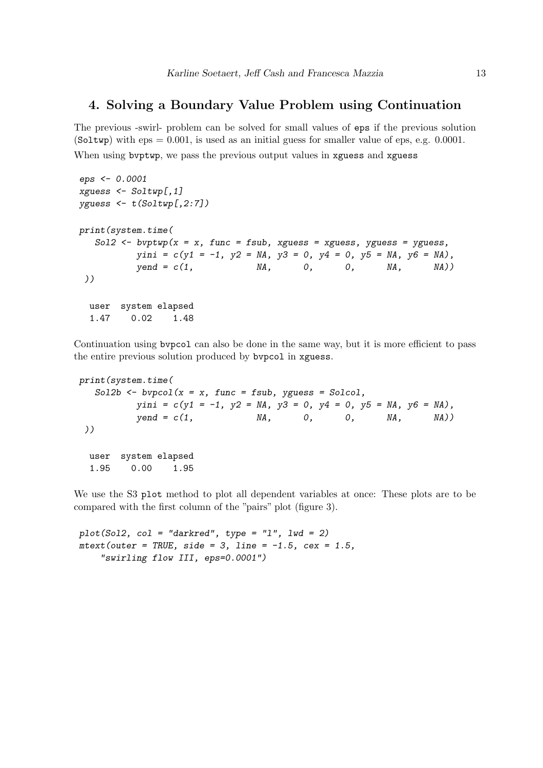## 4. Solving a Boundary Value Problem using Continuation

The previous -swirl- problem can be solved for small values of `eps` if the previous solution (`Soltwp`) with eps = 0.001, is used as an initial guess for smaller value of eps, e.g. 0.0001. When using `bvptwp`, we pass the previous output values in `xguess` and `xguess`

```
eps <- 0.0001
xguess <- Soltwp[,1]
yguess <- t(Soltwp[,2:7])

print(system.time(
   Sol2 <- bvptwp(x = x, func = fsub, xguess = xguess, yguess = yguess,
           yini = c(y1 = -1, y2 = NA, y3 = 0, y4 = 0, y5 = NA, y6 = NA),
           yend = c(1,            NA,      0,      0,      NA,      NA))
))

  user  system elapsed
  1.47    0.02    1.48
```

Continuation using `bvpcol` can also be done in the same way, but it is more efficient to pass the entire previous solution produced by `bvpcol` in `xguess`.

```
print(system.time(
   Sol2b <- bvpcol(x = x, func = fsub, yguess = Solcol,
           yini = c(y1 = -1, y2 = NA, y3 = 0, y4 = 0, y5 = NA, y6 = NA),
           yend = c(1,            NA,      0,      0,      NA,      NA))
))

  user  system elapsed
  1.95    0.00    1.95
```

We use the S3 `plot` method to plot all dependent variables at once: These plots are to be compared with the first column of the "pairs" plot (figure 3).

```
plot(Sol2, col = "darkred", type = "l", lwd = 2)
mtext(outer = TRUE, side = 3, line = -1.5, cex = 1.5,
    "swirling flow III, eps=0.0001")
```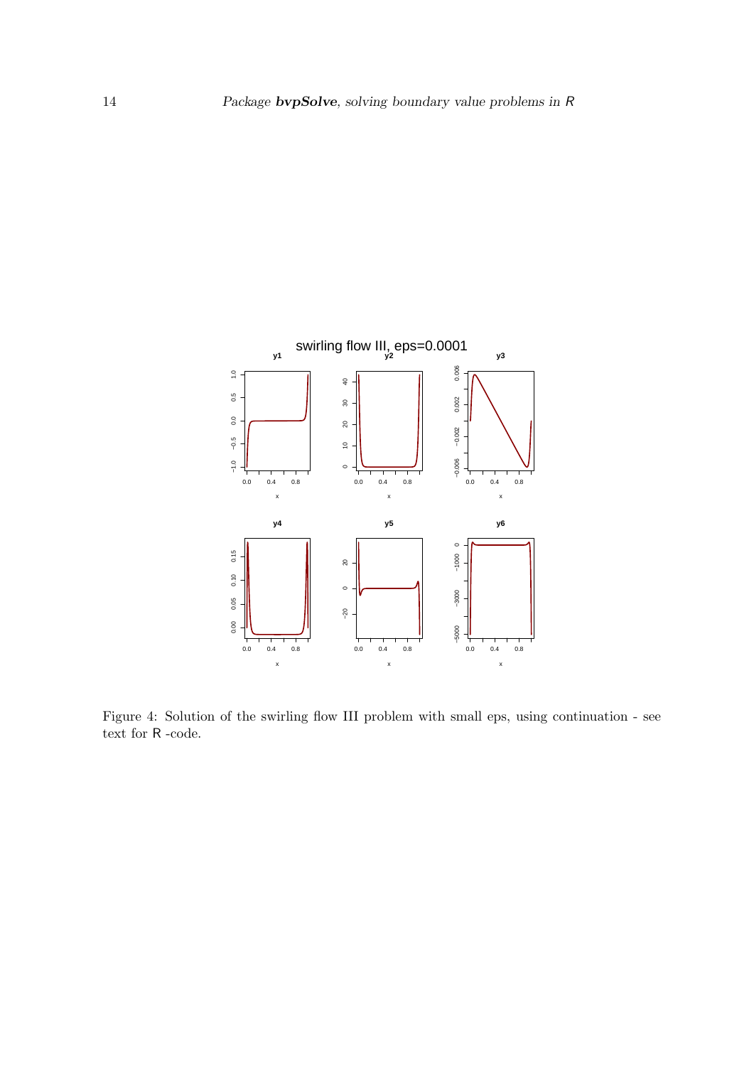Figure 4: Solution of the swirling flow III problem with small eps, using continuation - see text for R -code.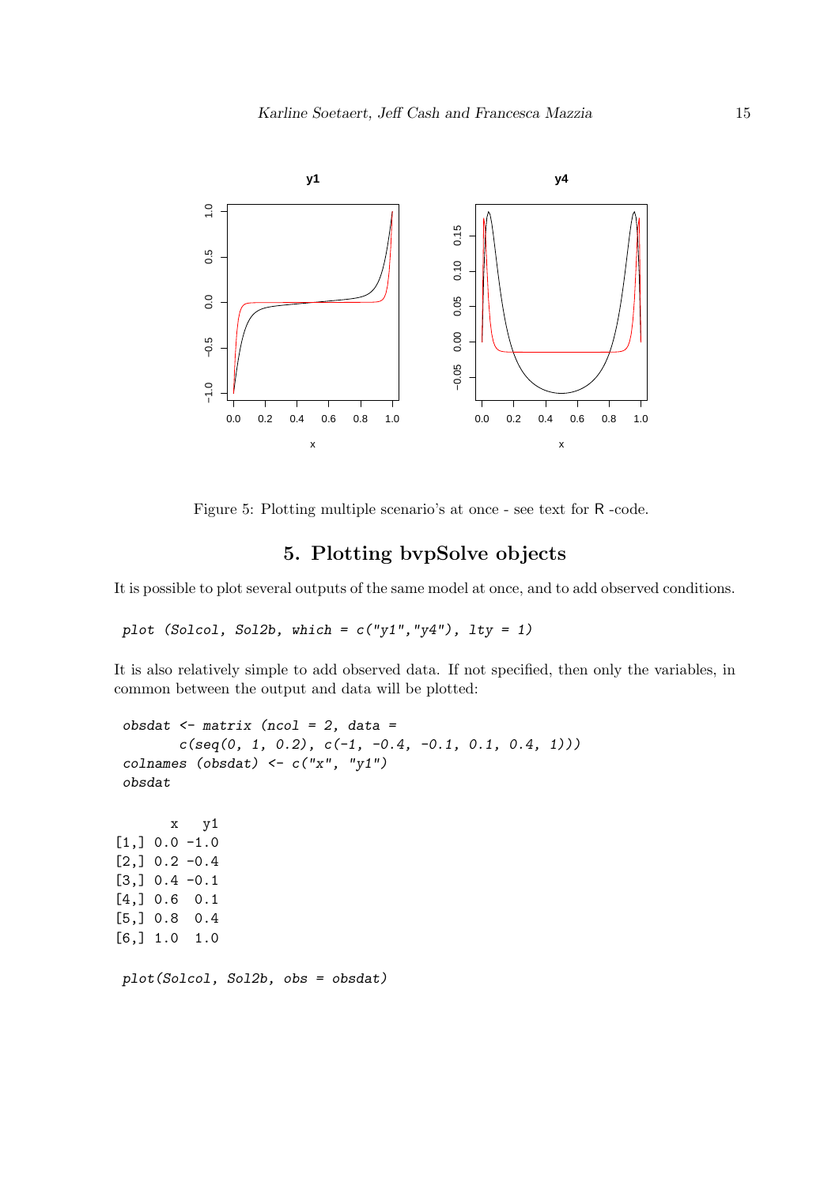Figure 5: Plotting multiple scenario's at once - see text for R -code.

# 5. Plotting bvpSolve objects

It is possible to plot several outputs of the same model at once, and to add observed conditions.

```
plot (Solcol, Sol2b, which = c("y1","y4"), lty = 1)
```

It is also relatively simple to add observed data. If not specified, then only the variables, in common between the output and data will be plotted:

```
obsdat <- matrix (ncol = 2, data =
       c(seq(0, 1, 0.2), c(-1, -0.4, -0.1, 0.1, 0.4, 1)))
colnames (obsdat) <- c("x", "y1")
obsdat
```

```
       x   y1
[1,] 0.0 -1.0
[2,] 0.2 -0.4
[3,] 0.4 -0.1
[4,] 0.6  0.1
[5,] 0.8  0.4
[6,] 1.0  1.0
```

```
plot(Solcol, Sol2b, obs = obsdat)
```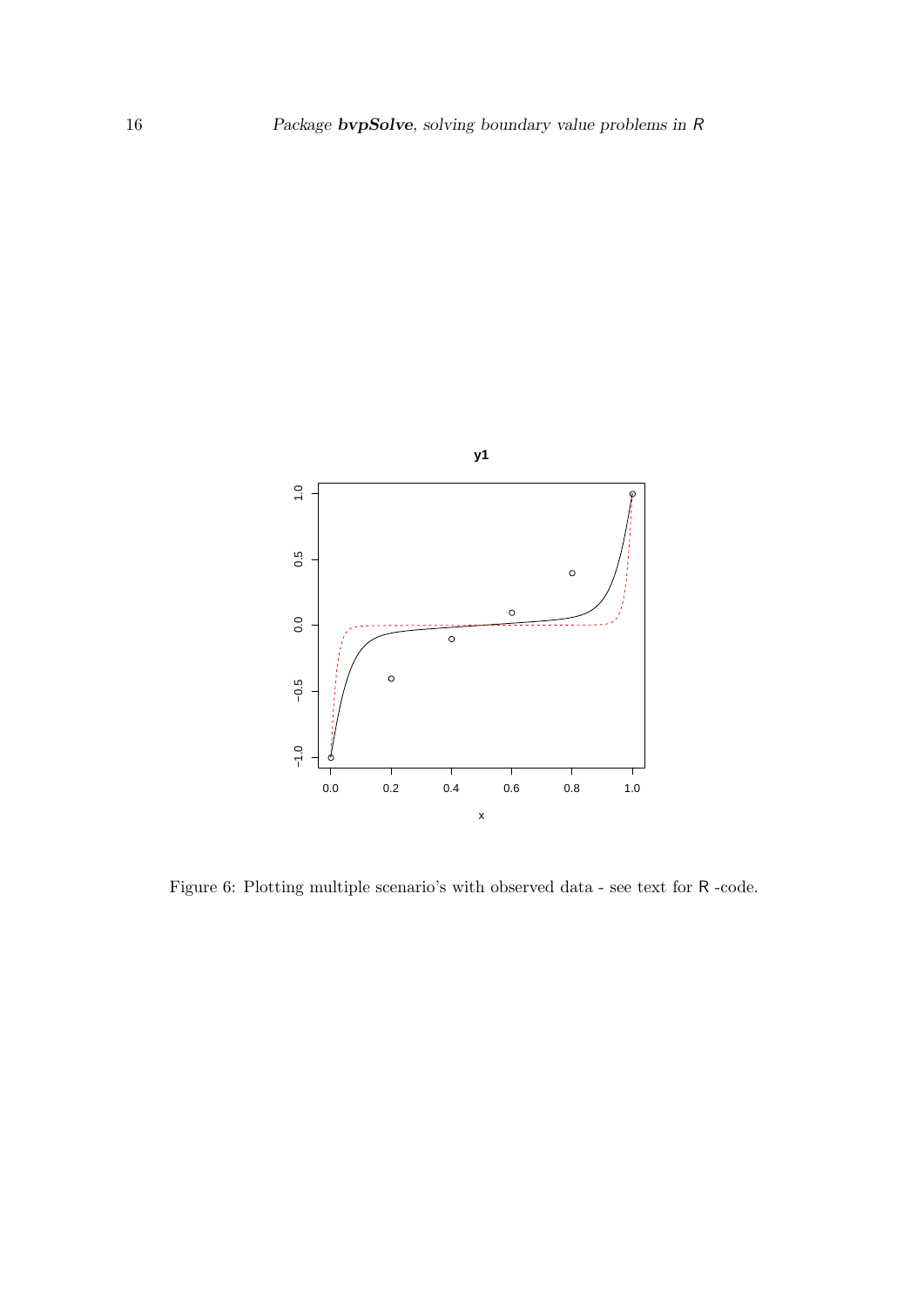Figure 6: Plotting multiple scenario's with observed data - see text for R -code.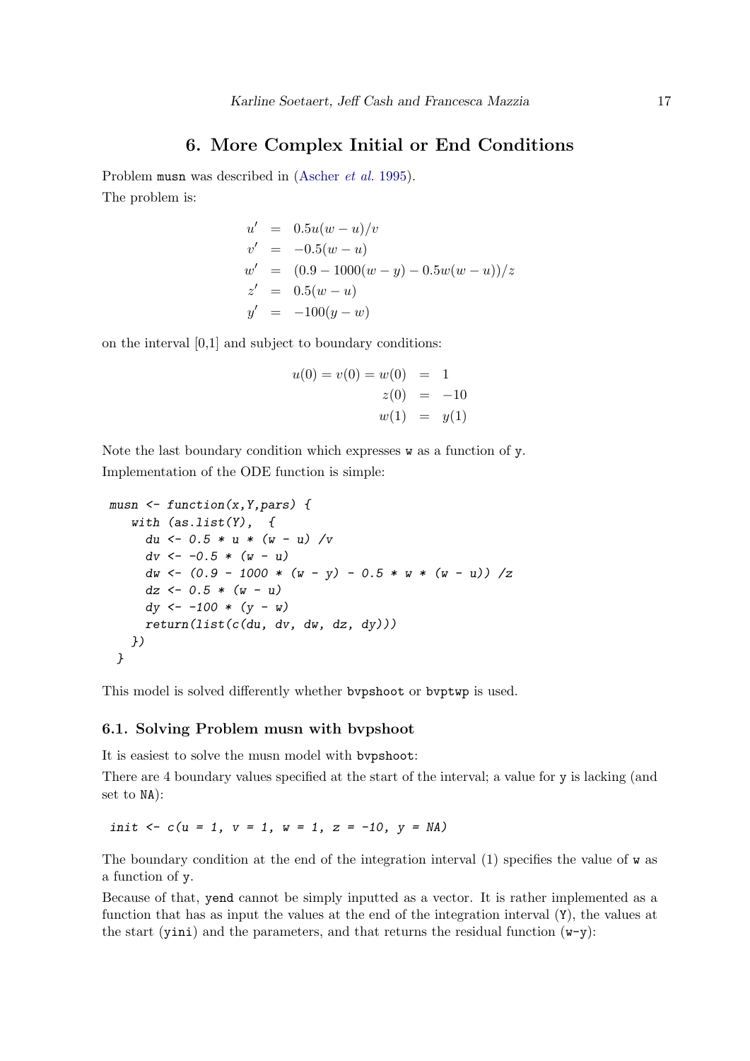# 6. More Complex Initial or End Conditions

Problem musn was described in (Ascher *et al.* 1995).

The problem is:

$$
\begin{aligned}
u' &= 0.5u(w-u)/v \\
v' &= -0.5(w-u) \\
w' &= (0.9 - 1000(w-y) - 0.5w(w-u))/z \\
z' &= 0.5(w-u) \\
y' &= -100(y-w)
\end{aligned}
$$

on the interval [0,1] and subject to boundary conditions:

$$
\begin{aligned}
u(0) = v(0) = w(0) &= 1 \\
z(0) &= -10 \\
w(1) &= y(1)
\end{aligned}
$$

Note the last boundary condition which expresses w as a function of y.

Implementation of the ODE function is simple:

```
musn <- function(x,Y,pars) {
   with (as.list(Y),  {
     du <- 0.5 * u * (w - u) /v
     dv <- -0.5 * (w - u)
     dw <- (0.9 - 1000 * (w - y) - 0.5 * w * (w - u)) /z
     dz <- 0.5 * (w - u)
     dy <- -100 * (y - w)
     return(list(c(du, dv, dw, dz, dy)))
   })
 }
```

This model is solved differently whether bvpshoot or bvptwp is used.

## 6.1. Solving Problem musn with bvpshoot

It is easiest to solve the musn model with bvpshoot:

There are 4 boundary values specified at the start of the interval; a value for y is lacking (and set to NA):

```
init <- c(u = 1, v = 1, w = 1, z = -10, y = NA)
```

The boundary condition at the end of the integration interval (1) specifies the value of w as a function of y.

Because of that, yend cannot be simply inputted as a vector. It is rather implemented as a function that has as input the values at the end of the integration interval (Y), the values at the start (yini) and the parameters, and that returns the residual function (w-y):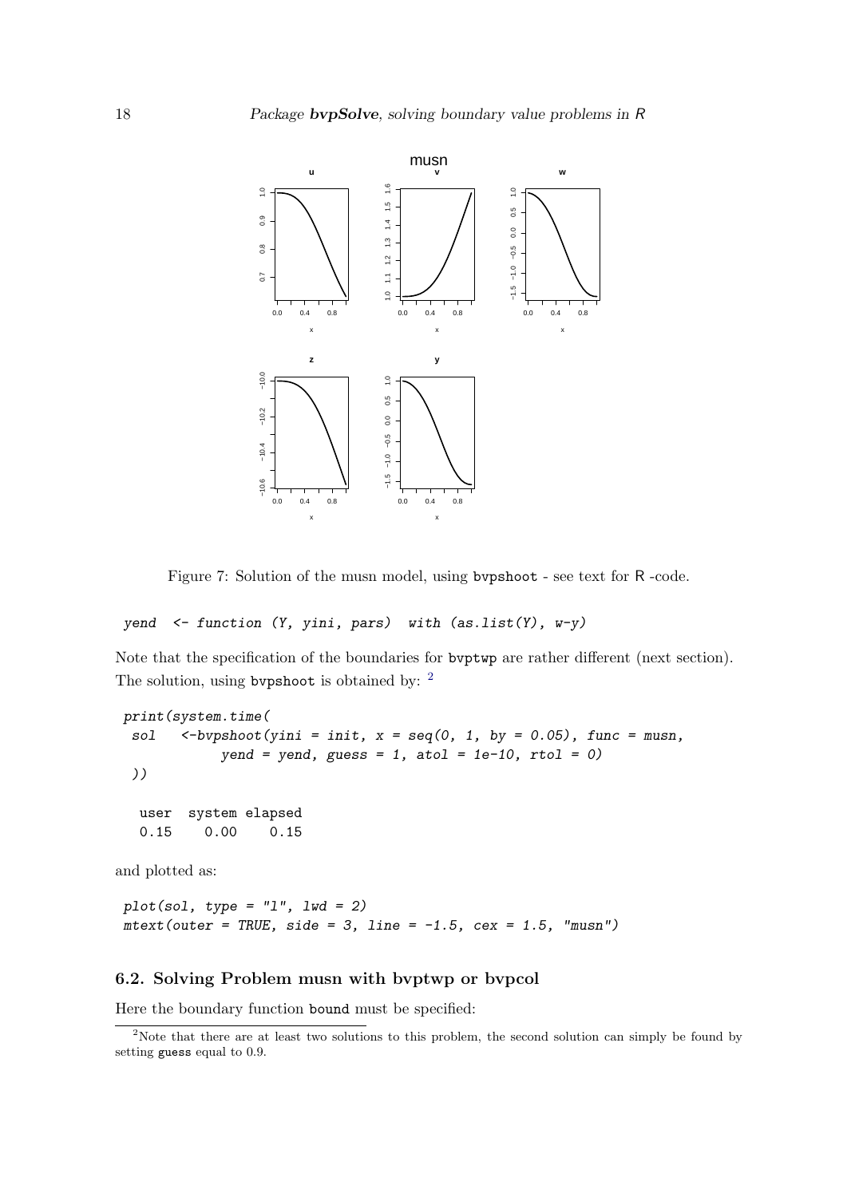Figure 7: Solution of the musn model, using `bvpshoot` - see text for R -code.

```
yend  <- function (Y, yini, pars)  with (as.list(Y), w-y)
```

Note that the specification of the boundaries for `bvptwp` are rather different (next section). The solution, using `bvpshoot` is obtained by: [2]

```
print(system.time(
 sol   <-bvpshoot(yini = init, x = seq(0, 1, by = 0.05), func = musn,
            yend = yend, guess = 1, atol = 1e-10, rtol = 0)
 ))

   user  system elapsed 
   0.15    0.00    0.15 
```

and plotted as:

```
plot(sol, type = "l", lwd = 2)
mtext(outer = TRUE, side = 3, line = -1.5, cex = 1.5, "musn")
```

### 6.2. Solving Problem musn with bvptwp or bvpcol

Here the boundary function `bound` must be specified:

[2] Note that there are at least two solutions to this problem, the second solution can simply be found by setting `guess` equal to 0.9.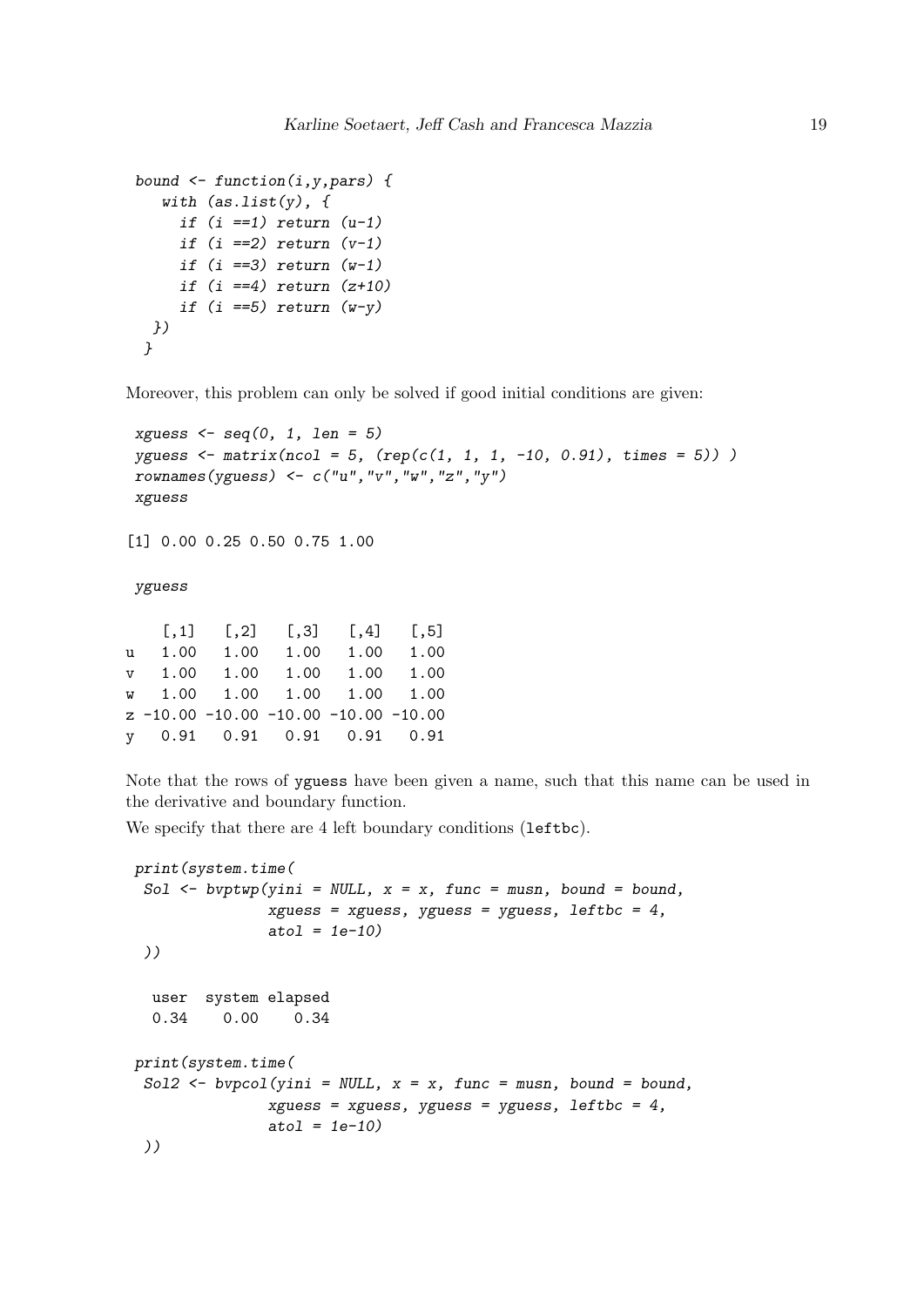```
bound <- function(i,y,pars) {
   with (as.list(y), {
     if (i ==1) return (u-1)
     if (i ==2) return (v-1)
     if (i ==3) return (w-1)
     if (i ==4) return (z+10)
     if (i ==5) return (w-y)
  })
 }
```

Moreover, this problem can only be solved if good initial conditions are given:

```
xguess <- seq(0, 1, len = 5)
yguess <- matrix(ncol = 5, (rep(c(1, 1, 1, -10, 0.91), times = 5)) )
rownames(yguess) <- c("u","v","w","z","y")
xguess
```

```
[1] 0.00 0.25 0.50 0.75 1.00
```

```
yguess
```

```
    [,1]   [,2]   [,3]   [,4]   [,5]
u   1.00   1.00   1.00   1.00   1.00
v   1.00   1.00   1.00   1.00   1.00
w   1.00   1.00   1.00   1.00   1.00
z -10.00 -10.00 -10.00 -10.00 -10.00
y   0.91   0.91   0.91   0.91   0.91
```

Note that the rows of `yguess` have been given a name, such that this name can be used in the derivative and boundary function.

We specify that there are 4 left boundary conditions (`leftbc`).

```
print(system.time(
 Sol <- bvptwp(yini = NULL, x = x, func = musn, bound = bound,
               xguess = xguess, yguess = yguess, leftbc = 4,
               atol = 1e-10)
 ))
```

```
   user  system elapsed
   0.34    0.00    0.34
```

```
print(system.time(
 Sol2 <- bvpcol(yini = NULL, x = x, func = musn, bound = bound,
               xguess = xguess, yguess = yguess, leftbc = 4,
               atol = 1e-10)
 ))
```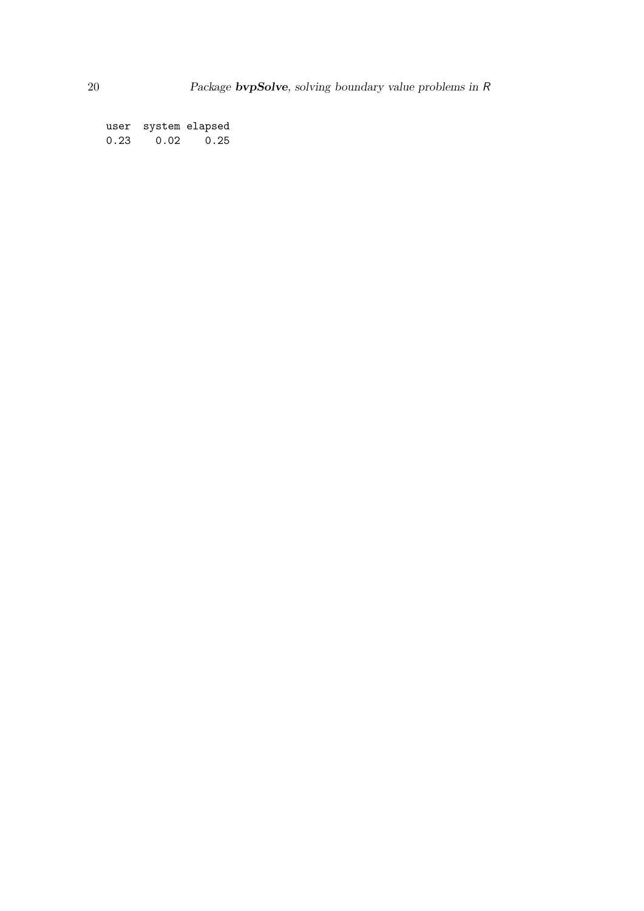```
  user  system elapsed 
  0.23    0.02    0.25 
```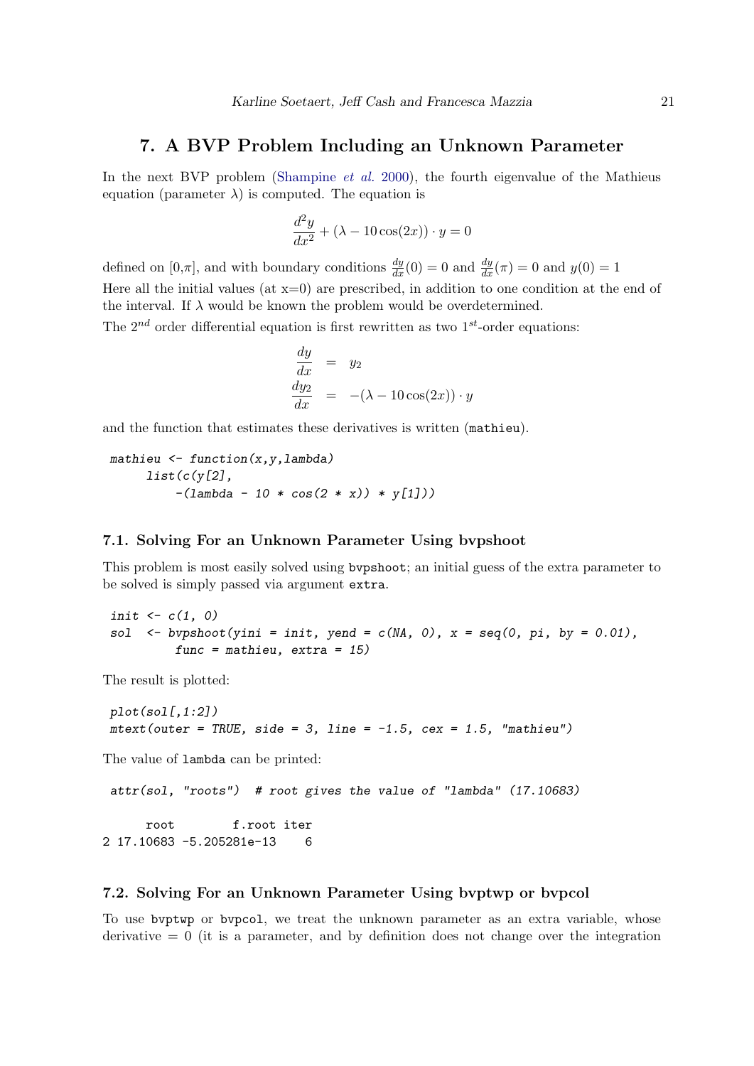## 7. A BVP Problem Including an Unknown Parameter

In the next BVP problem (Shampine *et al.* 2000), the fourth eigenvalue of the Mathieus equation (parameter $\lambda$) is computed. The equation is

$$\frac{d^2y}{dx^2} + (\lambda - 10\cos(2x)) \cdot y = 0$$

defined on [0,$\pi$], and with boundary conditions $\frac{dy}{dx}(0) = 0$ and $\frac{dy}{dx}(\pi) = 0$ and $y(0) = 1$

Here all the initial values (at x=0) are prescribed, in addition to one condition at the end of the interval. If $\lambda$ would be known the problem would be overdetermined.

The $2^{nd}$ order differential equation is first rewritten as two $1^{st}$-order equations:

$$\begin{aligned}
\frac{dy}{dx} &= y_2 \\
\frac{dy_2}{dx} &= -(\lambda - 10\cos(2x)) \cdot y
\end{aligned}$$

and the function that estimates these derivatives is written (`mathieu`).

```
mathieu <- function(x,y,lambda)
     list(c(y[2],
         -(lambda - 10 * cos(2 * x)) * y[1]))
```

### 7.1. Solving For an Unknown Parameter Using bvpshoot

This problem is most easily solved using `bvpshoot`; an initial guess of the extra parameter to be solved is simply passed via argument `extra`.

```
init <- c(1, 0)
sol  <- bvpshoot(yini = init, yend = c(NA, 0), x = seq(0, pi, by = 0.01),
         func = mathieu, extra = 15)
```

The result is plotted:

```
plot(sol[,1:2])
mtext(outer = TRUE, side = 3, line = -1.5, cex = 1.5, "mathieu")
```

The value of `lambda` can be printed:

```
attr(sol, "roots")  # root gives the value of "lambda" (17.10683)
```

```
      root        f.root iter
2 17.10683 -5.205281e-13    6
```

### 7.2. Solving For an Unknown Parameter Using bvptwp or bvpcol

To use `bvptwp` or `bvpcol`, we treat the unknown parameter as an extra variable, whose derivative = 0 (it is a parameter, and by definition does not change over the integration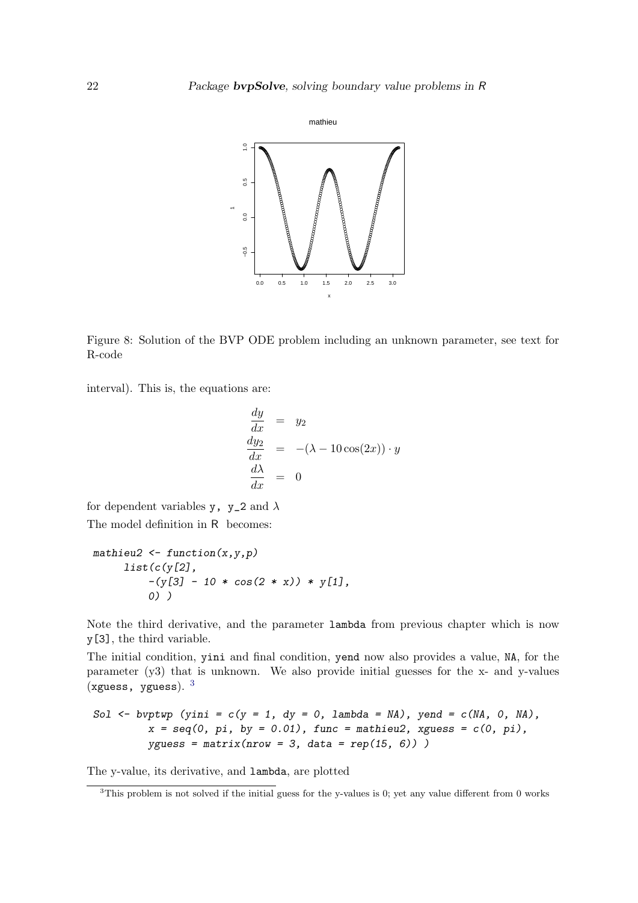Figure 8: Solution of the BVP ODE problem including an unknown parameter, see text for R-code

interval). This is, the equations are:

$$
\begin{aligned}
\frac{dy}{dx} &= y_2 \\
\frac{dy_2}{dx} &= -(\lambda - 10\cos(2x)) \cdot y \\
\frac{d\lambda}{dx} &= 0
\end{aligned}
$$

for dependent variables y, y_2 and $\lambda$

The model definition in R becomes:

```
mathieu2 <- function(x,y,p)
     list(c(y[2],
         -(y[3] - 10 * cos(2 * x)) * y[1],
         0) )
```

Note the third derivative, and the parameter lambda from previous chapter which is now y[3], the third variable.

The initial condition, yini and final condition, yend now also provides a value, NA, for the parameter (y3) that is unknown. We also provide initial guesses for the x- and y-values (xguess, yguess). [3]

```
Sol <- bvptwp (yini = c(y = 1, dy = 0, lambda = NA), yend = c(NA, 0, NA),
          x = seq(0, pi, by = 0.01), func = mathieu2, xguess = c(0, pi),
          yguess = matrix(nrow = 3, data = rep(15, 6)) )
```

The y-value, its derivative, and lambda, are plotted

[3] This problem is not solved if the initial guess for the y-values is 0; yet any value different from 0 works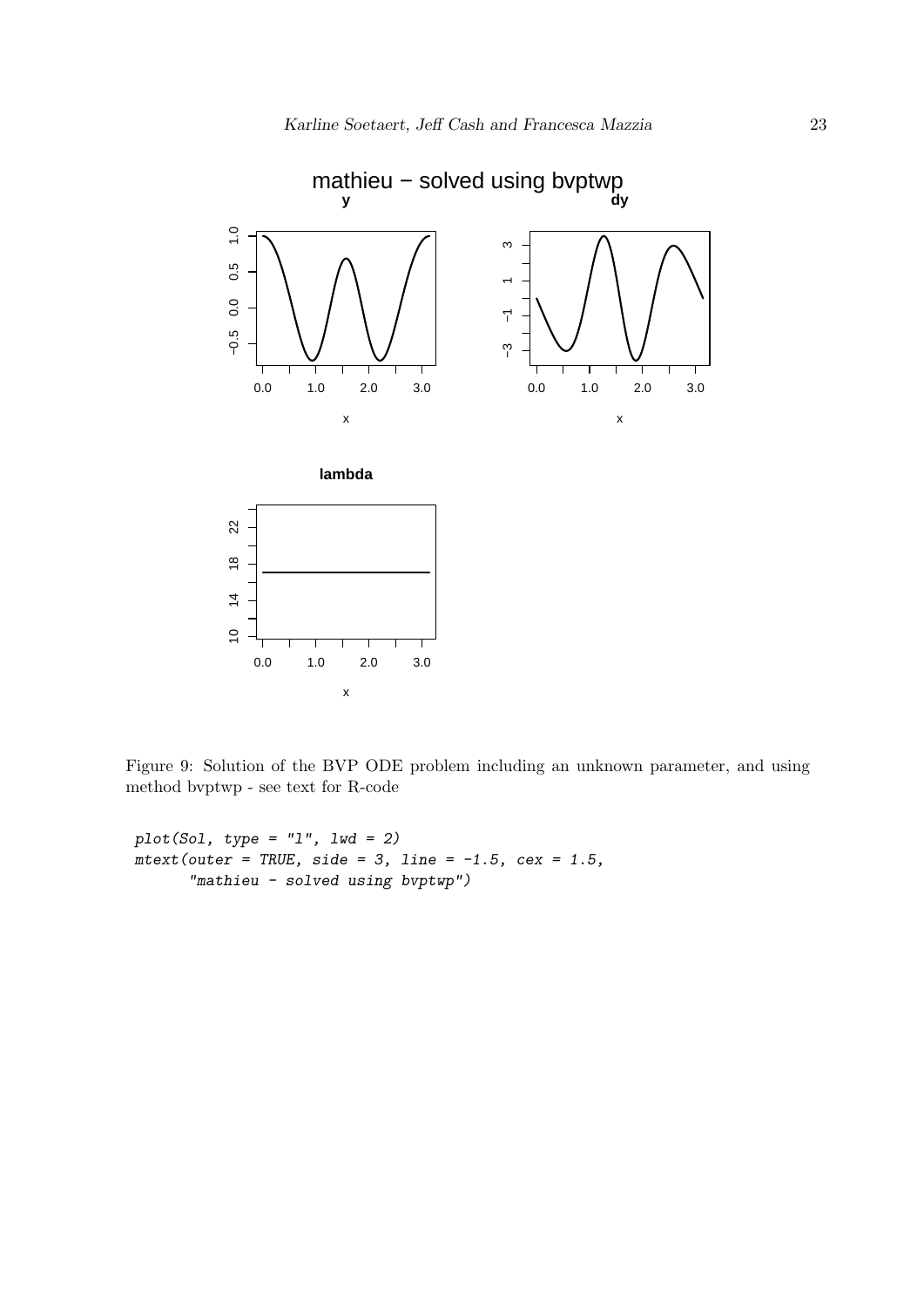Figure 9: Solution of the BVP ODE problem including an unknown parameter, and using method bvptwp - see text for R-code

```
plot(Sol, type = "l", lwd = 2)
mtext(outer = TRUE, side = 3, line = -1.5, cex = 1.5,
      "mathieu - solved using bvptwp")
```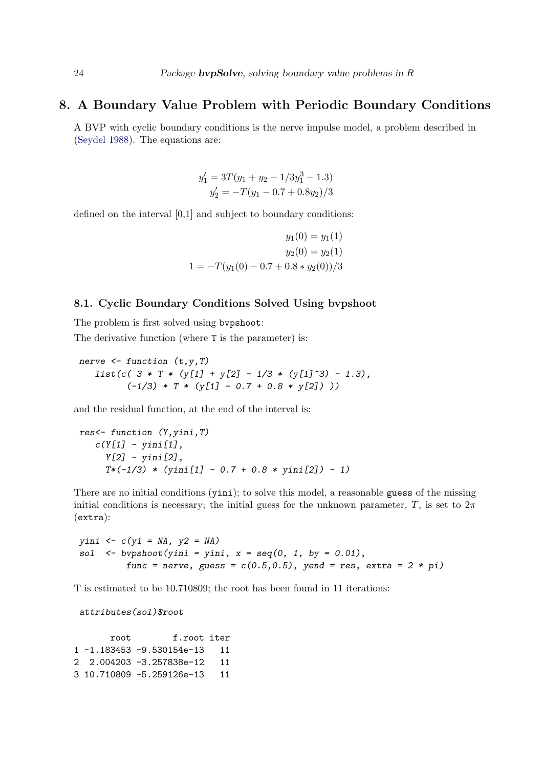# 8. A Boundary Value Problem with Periodic Boundary Conditions

A BVP with cyclic boundary conditions is the nerve impulse model, a problem described in (Seydel 1988). The equations are:

$$
\begin{aligned}
y_1' &= 3T(y_1 + y_2 - 1/3y_1^3 - 1.3) \\
y_2' &= -T(y_1 - 0.7 + 0.8y_2)/3
\end{aligned}
$$

defined on the interval [0,1] and subject to boundary conditions:

$$
\begin{aligned}
y_1(0) &= y_1(1) \\
y_2(0) &= y_2(1) \\
1 &= -T(y_1(0) - 0.7 + 0.8 * y_2(0))/3
\end{aligned}
$$

## 8.1. Cyclic Boundary Conditions Solved Using bvpshoot

The problem is first solved using `bvpshoot`:

The derivative function (where `T` is the parameter) is:

```
nerve <- function (t,y,T)
   list(c( 3 * T * (y[1] + y[2] - 1/3 * (y[1]^3) - 1.3),
           (-1/3) * T * (y[1] - 0.7 + 0.8 * y[2]) ))
```

and the residual function, at the end of the interval is:

```
res<- function (Y,yini,T)
   c(Y[1] - yini[1],
     Y[2] - yini[2],
     T*(-1/3) * (yini[1] - 0.7 + 0.8 * yini[2]) - 1)
```

There are no initial conditions (`yini`); to solve this model, a reasonable `guess` of the missing initial conditions is necessary; the initial guess for the unknown parameter, $T$, is set to $2\pi$ (`extra`):

```
yini <- c(y1 = NA, y2 = NA)
sol  <- bvpshoot(yini = yini, x = seq(0, 1, by = 0.01),
         func = nerve, guess = c(0.5,0.5), yend = res, extra = 2 * pi)
```

T is estimated to be 10.710809; the root has been found in 11 iterations:

```
attributes(sol)$root
```

```
       root        f.root iter
1 -1.183453 -9.530154e-13   11
2  2.004203 -3.257838e-12   11
3 10.710809 -5.259126e-13   11
```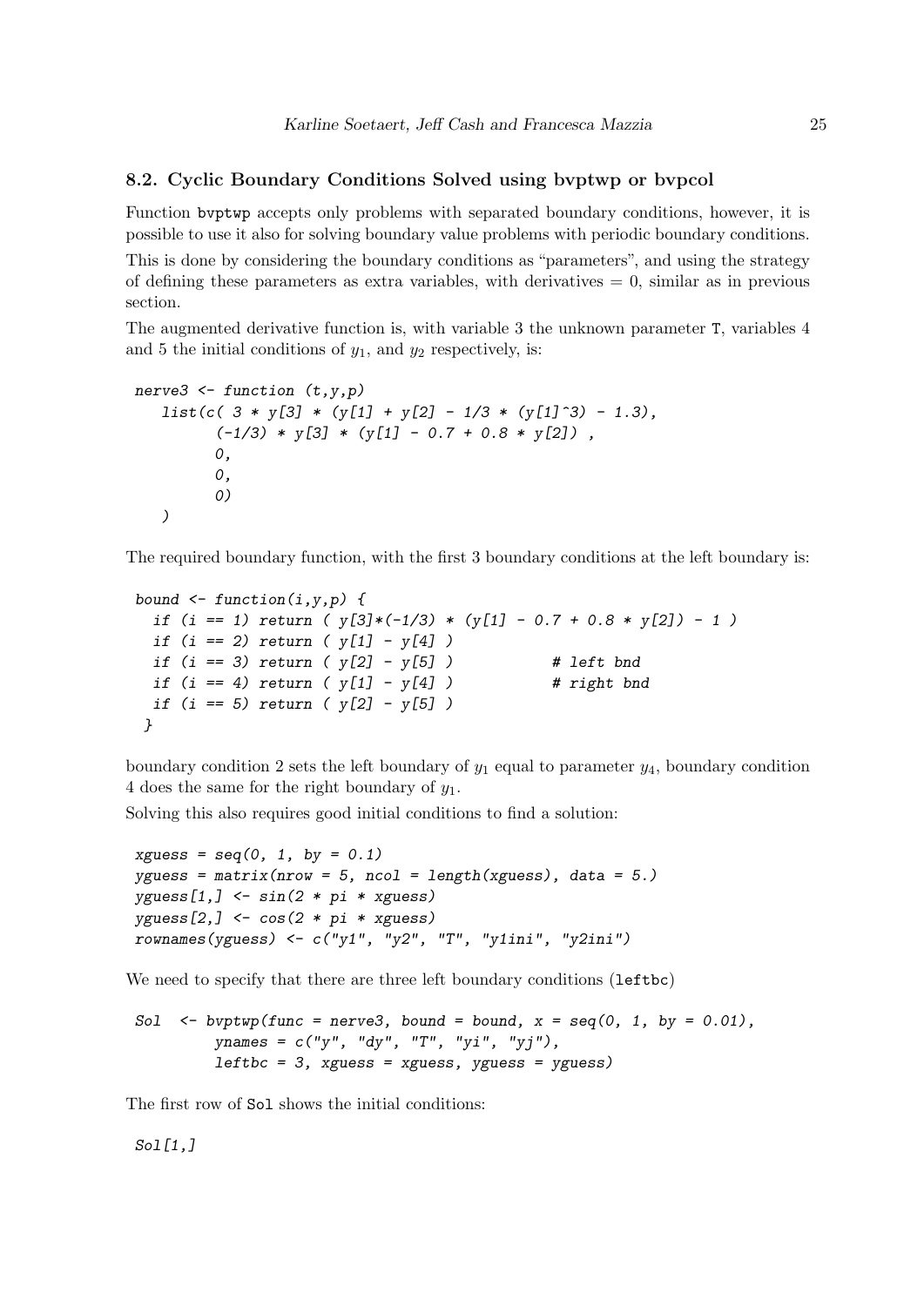### 8.2. Cyclic Boundary Conditions Solved using bvptwp or bvpcol

Function `bvptwp` accepts only problems with separated boundary conditions, however, it is possible to use it also for solving boundary value problems with periodic boundary conditions.

This is done by considering the boundary conditions as "parameters", and using the strategy of defining these parameters as extra variables, with derivatives = 0, similar as in previous section.

The augmented derivative function is, with variable 3 the unknown parameter `T`, variables 4 and 5 the initial conditions of $y_1$, and $y_2$ respectively, is:

```
nerve3 <- function (t,y,p)
   list(c( 3 * y[3] * (y[1] + y[2] - 1/3 * (y[1]^3) - 1.3),
         (-1/3) * y[3] * (y[1] - 0.7 + 0.8 * y[2]) ,
         0,
         0,
         0)
   )
```

The required boundary function, with the first 3 boundary conditions at the left boundary is:

```
bound <- function(i,y,p) {
  if (i == 1) return ( y[3]*(-1/3) * (y[1] - 0.7 + 0.8 * y[2]) - 1 )
  if (i == 2) return ( y[1] - y[4] )
  if (i == 3) return ( y[2] - y[5] )          # left bnd
  if (i == 4) return ( y[1] - y[4] )          # right bnd
  if (i == 5) return ( y[2] - y[5] )
 }
```

boundary condition 2 sets the left boundary of $y_1$ equal to parameter $y_4$, boundary condition 4 does the same for the right boundary of $y_1$.

Solving this also requires good initial conditions to find a solution:

```
xguess = seq(0, 1, by = 0.1)
yguess = matrix(nrow = 5, ncol = length(xguess), data = 5.)
yguess[1,] <- sin(2 * pi * xguess)
yguess[2,] <- cos(2 * pi * xguess)
rownames(yguess) <- c("y1", "y2", "T", "y1ini", "y2ini")
```

We need to specify that there are three left boundary conditions (`leftbc`)

```
Sol  <- bvptwp(func = nerve3, bound = bound, x = seq(0, 1, by = 0.01),
         ynames = c("y", "dy", "T", "yi", "yj"),
         leftbc = 3, xguess = xguess, yguess = yguess)
```

The first row of `Sol` shows the initial conditions:

```
Sol[1,]
```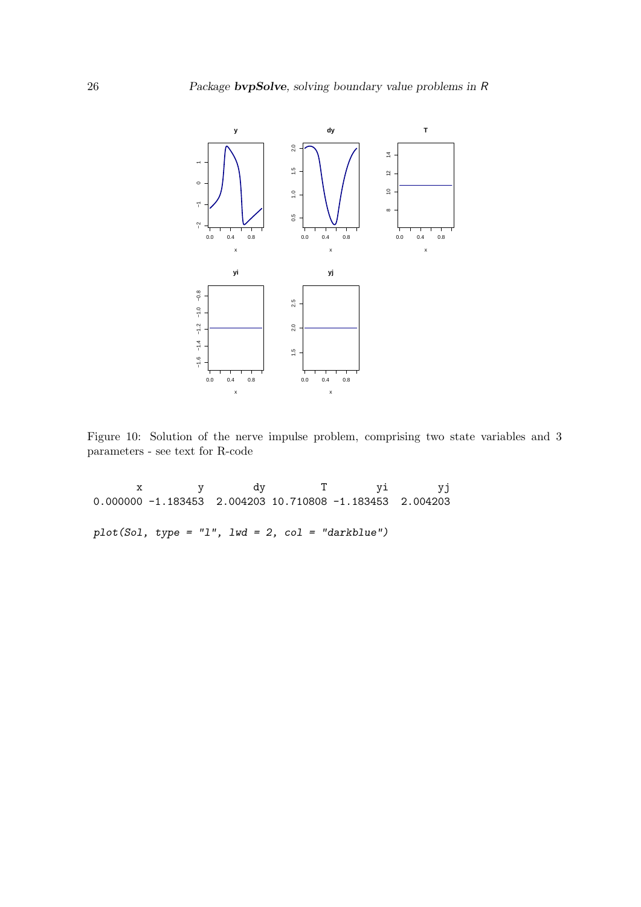Figure 10: Solution of the nerve impulse problem, comprising two state variables and 3 parameters - see text for R-code

```
       x         y        dy         T        yi        yj
0.000000 -1.183453  2.004203 10.710808 -1.183453  2.004203
```

```
plot(Sol, type = "l", lwd = 2, col = "darkblue")
```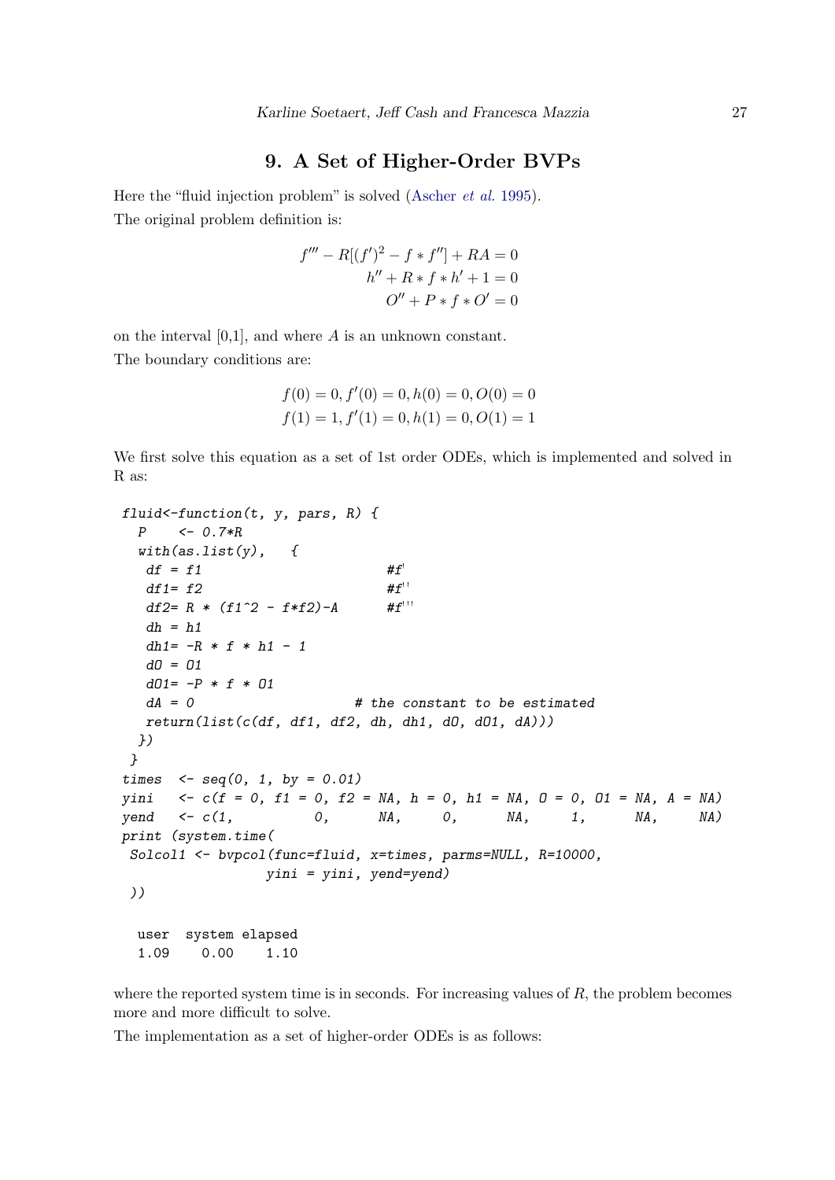# 9. A Set of Higher-Order BVPs

Here the "fluid injection problem" is solved (Ascher *et al.* 1995).

The original problem definition is:

$$
\begin{aligned}
f''' - R[(f')^2 - f * f''] + RA = 0 \\
h'' + R * f * h' + 1 = 0 \\
O'' + P * f * O' = 0
\end{aligned}
$$

on the interval [0,1], and where $A$ is an unknown constant.

The boundary conditions are:

$$
\begin{aligned}
f(0) = 0, f'(0) = 0, h(0) = 0, O(0) = 0 \\
f(1) = 1, f'(1) = 0, h(1) = 0, O(1) = 1
\end{aligned}
$$

We first solve this equation as a set of 1st order ODEs, which is implemented and solved in R as:

```
fluid<-function(t, y, pars, R) {
  P    <- 0.7*R
  with(as.list(y),   {
   df = f1                        #f'
   df1= f2                        #f''
   df2= R * (f1^2 - f*f2)-A       #f'''
   dh = h1
   dh1= -R * f * h1 - 1
   dO = O1
   dO1= -P * f * O1
   dA = 0                   # the constant to be estimated
   return(list(c(df, df1, df2, dh, dh1, dO, dO1, dA)))
  })
 }
times  <- seq(0, 1, by = 0.01)
yini   <- c(f = 0, f1 = 0, f2 = NA, h = 0, h1 = NA, O = 0, O1 = NA, A = NA)
yend   <- c(1,          0,      NA,     0,      NA,     1,      NA,     NA)
print (system.time(
 Solcol1 <- bvpcol(func=fluid, x=times, parms=NULL, R=10000,
                  yini = yini, yend=yend)
 ))

  user  system elapsed
  1.09    0.00    1.10
```

where the reported system time is in seconds. For increasing values of $R$, the problem becomes more and more difficult to solve.

The implementation as a set of higher-order ODEs is as follows: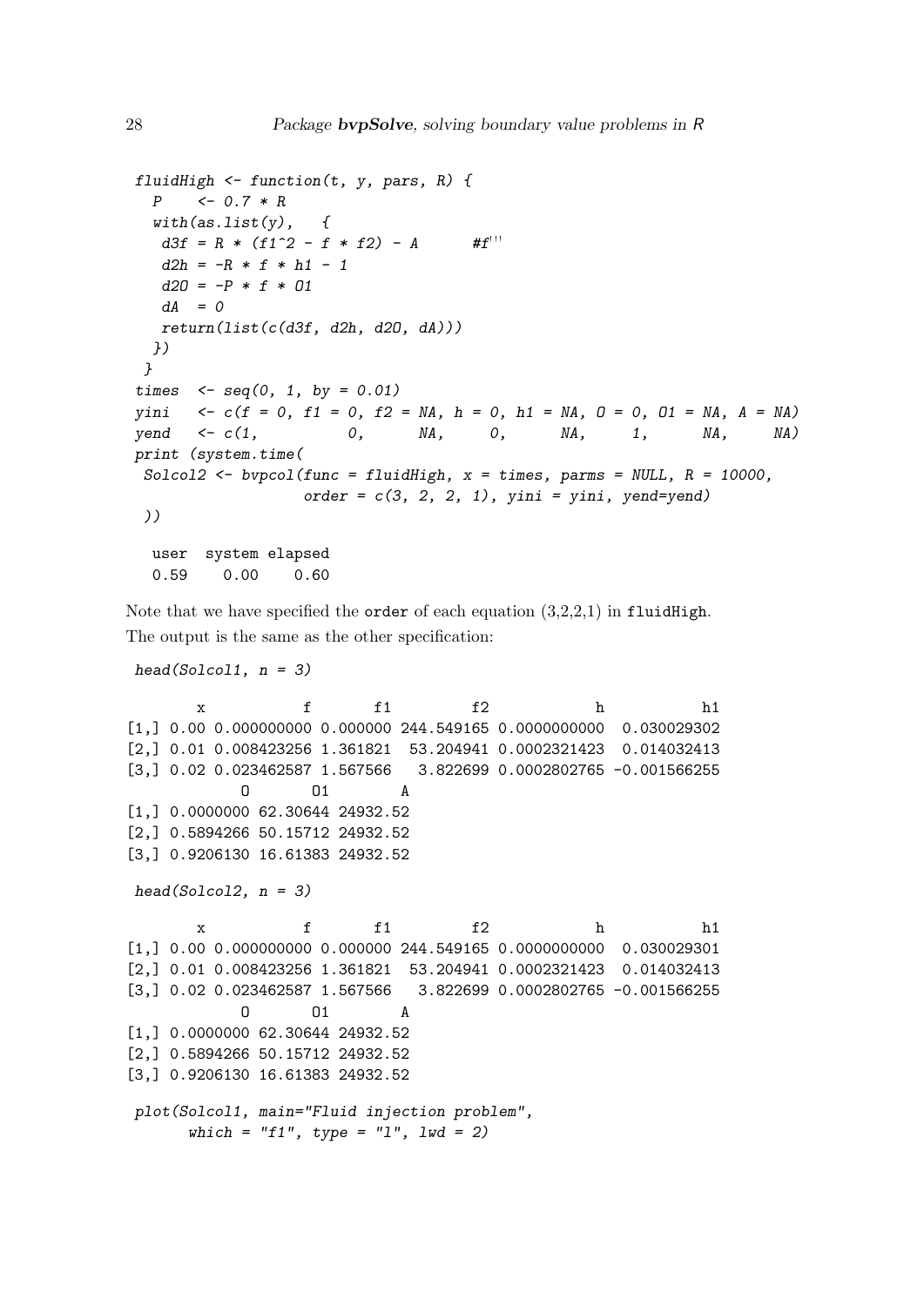```
fluidHigh <- function(t, y, pars, R) {
  P    <- 0.7 * R
  with(as.list(y),  {
   d3f = R * (f1^2 - f * f2) - A      #f'''
   d2h = -R * f * h1 - 1
   d2O = -P * f * O1
   dA  = 0
   return(list(c(d3f, d2h, d2O, dA)))
  })
 }
times  <- seq(0, 1, by = 0.01)
yini   <- c(f = 0, f1 = 0, f2 = NA, h = 0, h1 = NA, O = 0, O1 = NA, A = NA)
yend   <- c(1,          0,      NA,     0,      NA,     1,      NA,     NA)
print (system.time(
 Solcol2 <- bvpcol(func = fluidHigh, x = times, parms = NULL, R = 10000,
                  order = c(3, 2, 2, 1), yini = yini, yend=yend)
 ))

   user  system elapsed
   0.59    0.00    0.60
```

Note that we have specified the `order` of each equation (3,2,2,1) in `fluidHigh`.
The output is the same as the other specification:

```
head(Solcol1, n = 3)

        x           f       f1         f2            h           h1
[1,] 0.00 0.000000000 0.000000 244.549165 0.0000000000  0.030029302
[2,] 0.01 0.008423256 1.361821  53.204941 0.0002321423  0.014032413
[3,] 0.02 0.023462587 1.567566   3.822699 0.0002802765 -0.001566255
             O       O1        A
[1,] 0.0000000 62.30644 24932.52
[2,] 0.5894266 50.15712 24932.52
[3,] 0.9206130 16.61383 24932.52

head(Solcol2, n = 3)

        x           f       f1         f2            h           h1
[1,] 0.00 0.000000000 0.000000 244.549165 0.0000000000  0.030029301
[2,] 0.01 0.008423256 1.361821  53.204941 0.0002321423  0.014032413
[3,] 0.02 0.023462587 1.567566   3.822699 0.0002802765 -0.001566255
             O       O1        A
[1,] 0.0000000 62.30644 24932.52
[2,] 0.5894266 50.15712 24932.52
[3,] 0.9206130 16.61383 24932.52

plot(Solcol1, main="Fluid injection problem",
      which = "f1", type = "l", lwd = 2)
```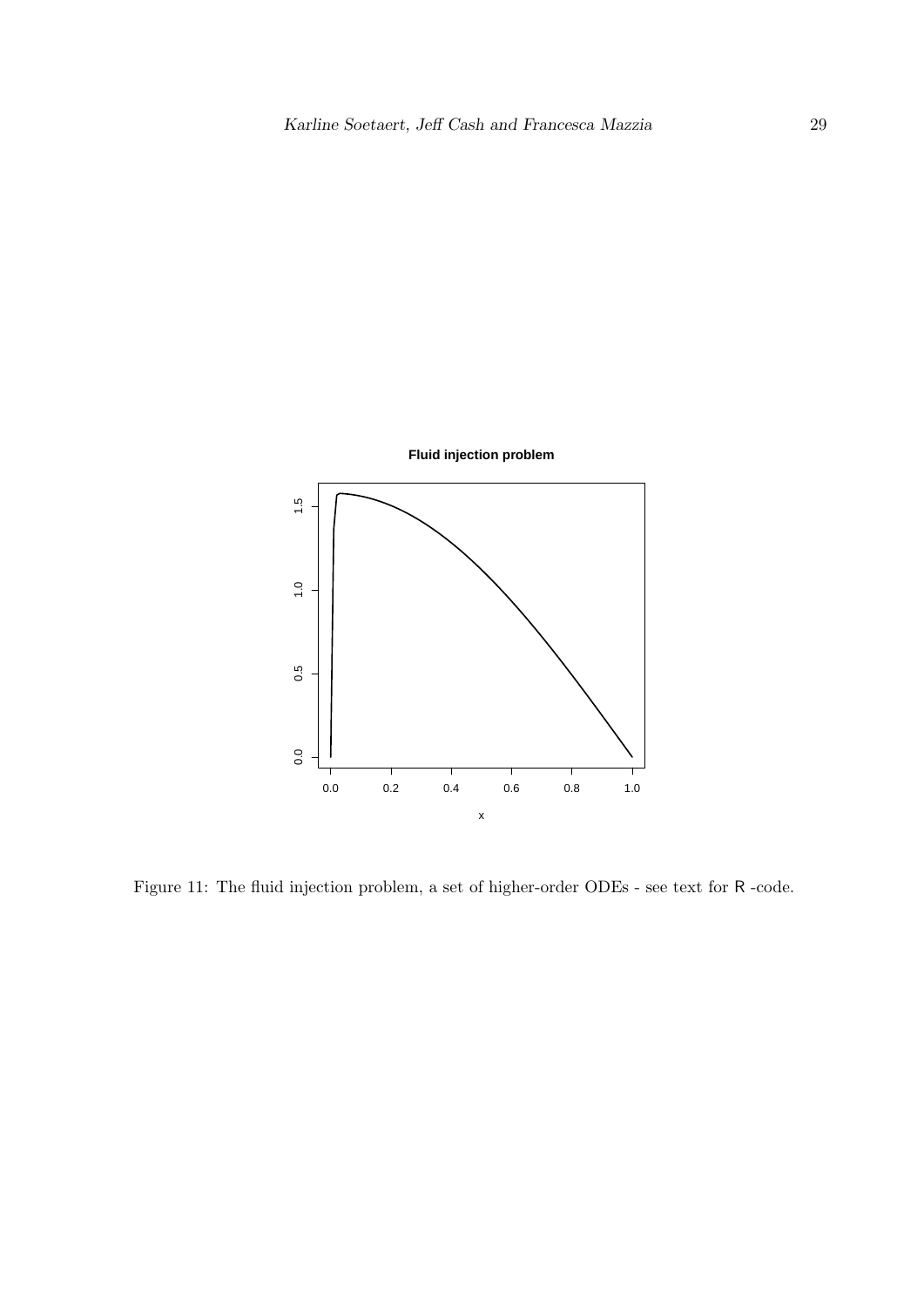Figure 11: The fluid injection problem, a set of higher-order ODEs - see text for R -code.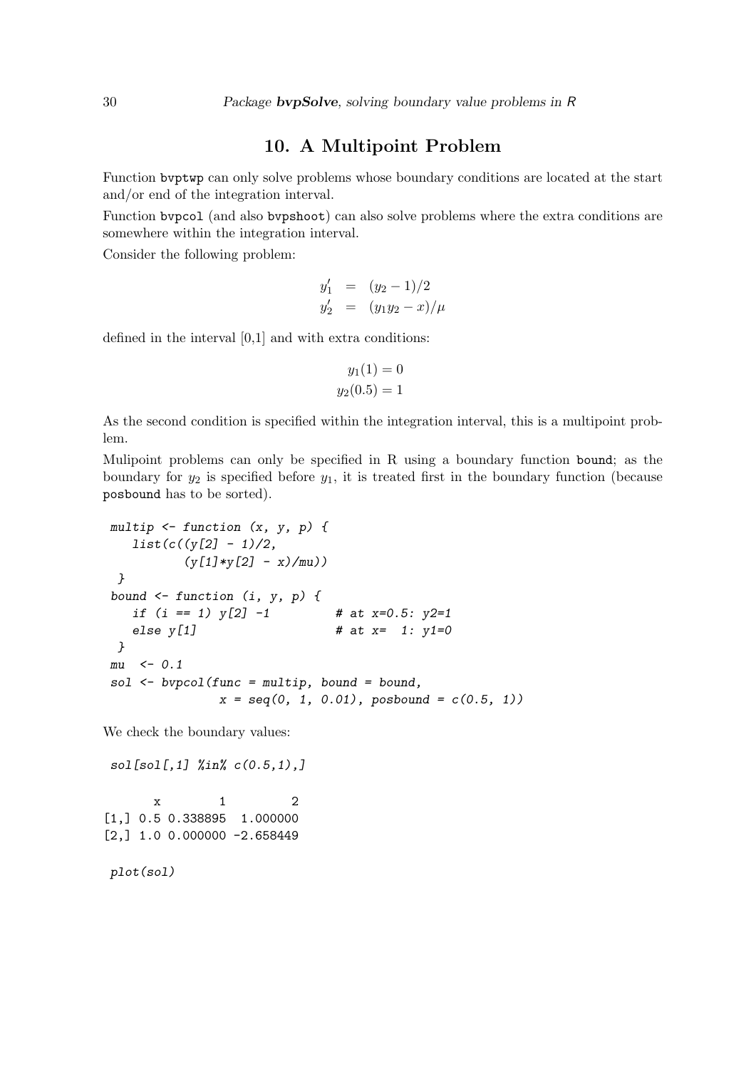## 10. A Multipoint Problem

Function `bvptwp` can only solve problems whose boundary conditions are located at the start and/or end of the integration interval.

Function `bvpcol` (and also `bvpshoot`) can also solve problems where the extra conditions are somewhere within the integration interval.

Consider the following problem:

$$
\begin{aligned}
y_1' &= (y_2 - 1)/2 \\
y_2' &= (y_1 y_2 - x)/\mu
\end{aligned}
$$

defined in the interval [0,1] and with extra conditions:

$$
\begin{gathered}
y_1(1) = 0 \\
y_2(0.5) = 1
\end{gathered}
$$

As the second condition is specified within the integration interval, this is a multipoint problem.

Mulipoint problems can only be specified in R using a boundary function `bound`; as the boundary for $y_2$ is specified before $y_1$, it is treated first in the boundary function (because `posbound` has to be sorted).

```
multip <- function (x, y, p) {
   list(c((y[2] - 1)/2,
          (y[1]*y[2] - x)/mu))
 }
bound <- function (i, y, p) {
   if (i == 1) y[2] -1         # at x=0.5: y2=1
   else y[1]                   # at x=  1: y1=0
 }
mu  <- 0.1
sol <- bvpcol(func = multip, bound = bound,
              x = seq(0, 1, 0.01), posbound = c(0.5, 1))
```

We check the boundary values:

```
sol[sol[,1] %in% c(0.5,1),]
```

```
       x        1         2
[1,] 0.5 0.338895  1.000000
[2,] 1.0 0.000000 -2.658449
```

```
plot(sol)
```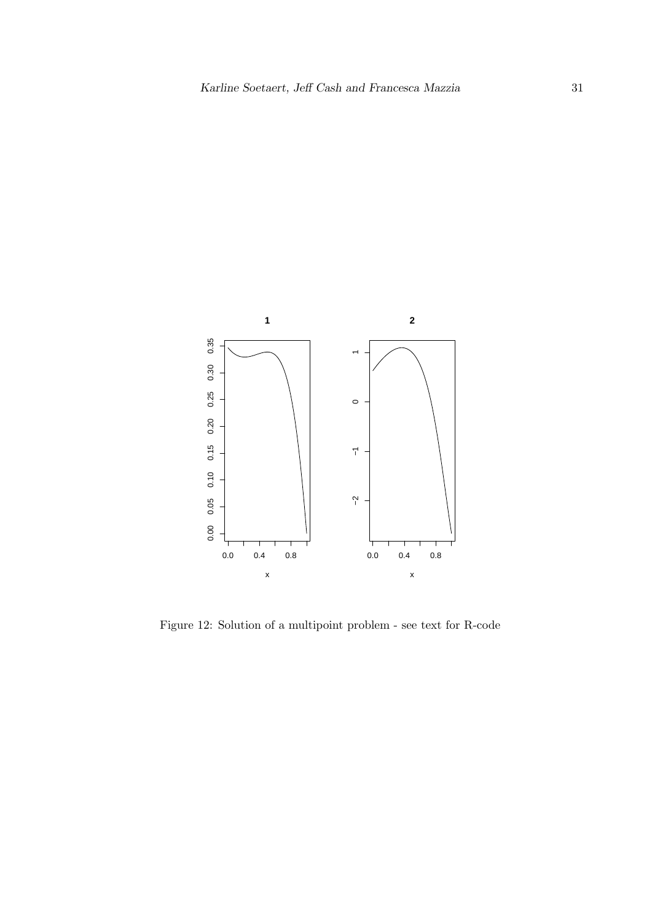Figure 12: Solution of a multipoint problem - see text for R-code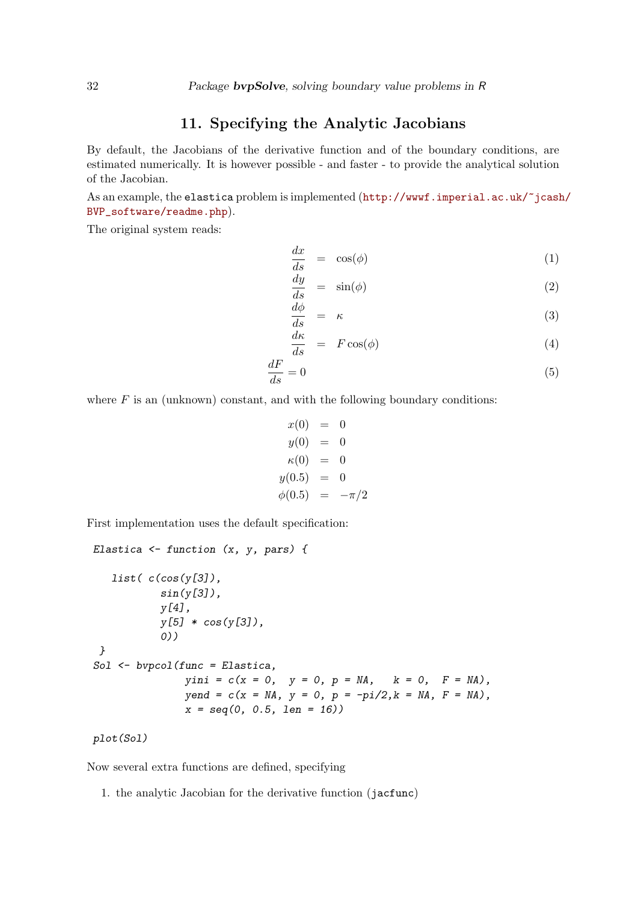## 11. Specifying the Analytic Jacobians

By default, the Jacobians of the derivative function and of the boundary conditions, are estimated numerically. It is however possible - and faster - to provide the analytical solution of the Jacobian.

As an example, the `elastica` problem is implemented (http://wwwf.imperial.ac.uk/~jcash/BVP_software/readme.php).

The original system reads:

$$\frac{dx}{ds} = \cos(\phi) \tag{1}$$

$$\frac{dy}{ds} = \sin(\phi) \tag{2}$$

$$\frac{d\phi}{ds} = \kappa \tag{3}$$

$$\frac{d\kappa}{ds} = F\cos(\phi) \tag{4}$$

$$\frac{dF}{ds} = 0 \tag{5}$$

where $F$ is an (unknown) constant, and with the following boundary conditions:

$$\begin{aligned} x(0) &= 0 \\ y(0) &= 0 \\ \kappa(0) &= 0 \\ y(0.5) &= 0 \\ \phi(0.5) &= -\pi/2 \end{aligned}$$

First implementation uses the default specification:

```
Elastica <- function (x, y, pars) {

   list( c(cos(y[3]),
           sin(y[3]),
           y[4],
           y[5] * cos(y[3]),
           0))
 }
Sol <- bvpcol(func = Elastica,
              yini = c(x = 0,  y = 0, p = NA,   k = 0,  F = NA),
              yend = c(x = NA, y = 0, p = -pi/2,k = NA, F = NA),
              x = seq(0, 0.5, len = 16))

plot(Sol)
```

Now several extra functions are defined, specifying

1. the analytic Jacobian for the derivative function (`jacfunc`)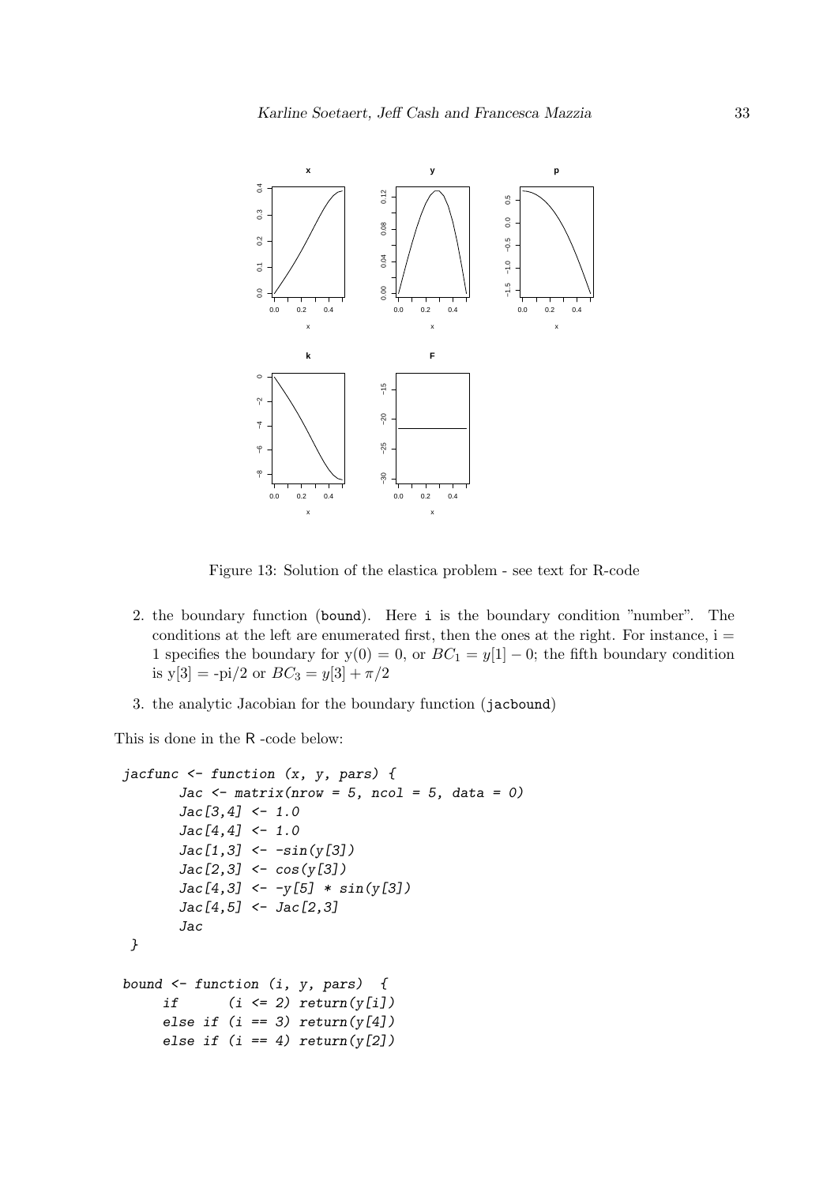Figure 13: Solution of the elastica problem - see text for R-code

2. the boundary function (`bound`). Here `i` is the boundary condition "number". The conditions at the left are enumerated first, then the ones at the right. For instance, i = 1 specifies the boundary for y(0) = 0, or $BC_1 = y[1] - 0$; the fifth boundary condition is y[3] = -pi/2 or $BC_3 = y[3] + \pi/2$
3. the analytic Jacobian for the boundary function (`jacbound`)

This is done in the R -code below:

```
jacfunc <- function (x, y, pars) {
       Jac <- matrix(nrow = 5, ncol = 5, data = 0)
       Jac[3,4] <- 1.0
       Jac[4,4] <- 1.0
       Jac[1,3] <- -sin(y[3])
       Jac[2,3] <- cos(y[3])
       Jac[4,3] <- -y[5] * sin(y[3])
       Jac[4,5] <- Jac[2,3]
       Jac
 }

bound <- function (i, y, pars)  {
     if      (i <= 2) return(y[i])
     else if (i == 3) return(y[4])
     else if (i == 4) return(y[2])
```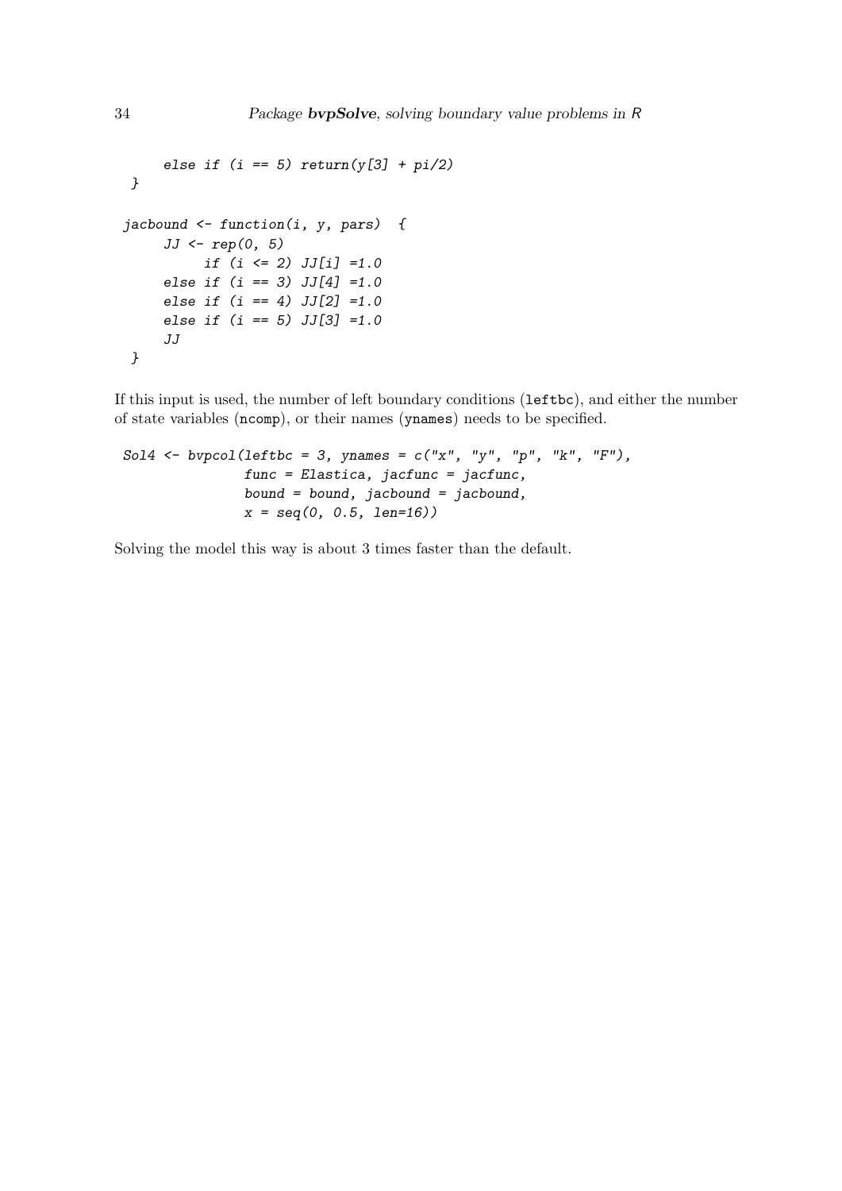```
     else if (i == 5) return(y[3] + pi/2)
 }

jacbound <- function(i, y, pars)  {
     JJ <- rep(0, 5)
          if (i <= 2) JJ[i] =1.0
     else if (i == 3) JJ[4] =1.0
     else if (i == 4) JJ[2] =1.0
     else if (i == 5) JJ[3] =1.0
     JJ
 }
```

If this input is used, the number of left boundary conditions (`leftbc`), and either the number of state variables (`ncomp`), or their names (`ynames`) needs to be specified.

```
Sol4 <- bvpcol(leftbc = 3, ynames = c("x", "y", "p", "k", "F"),
               func = Elastica, jacfunc = jacfunc,
               bound = bound, jacbound = jacbound,
               x = seq(0, 0.5, len=16))
```

Solving the model this way is about 3 times faster than the default.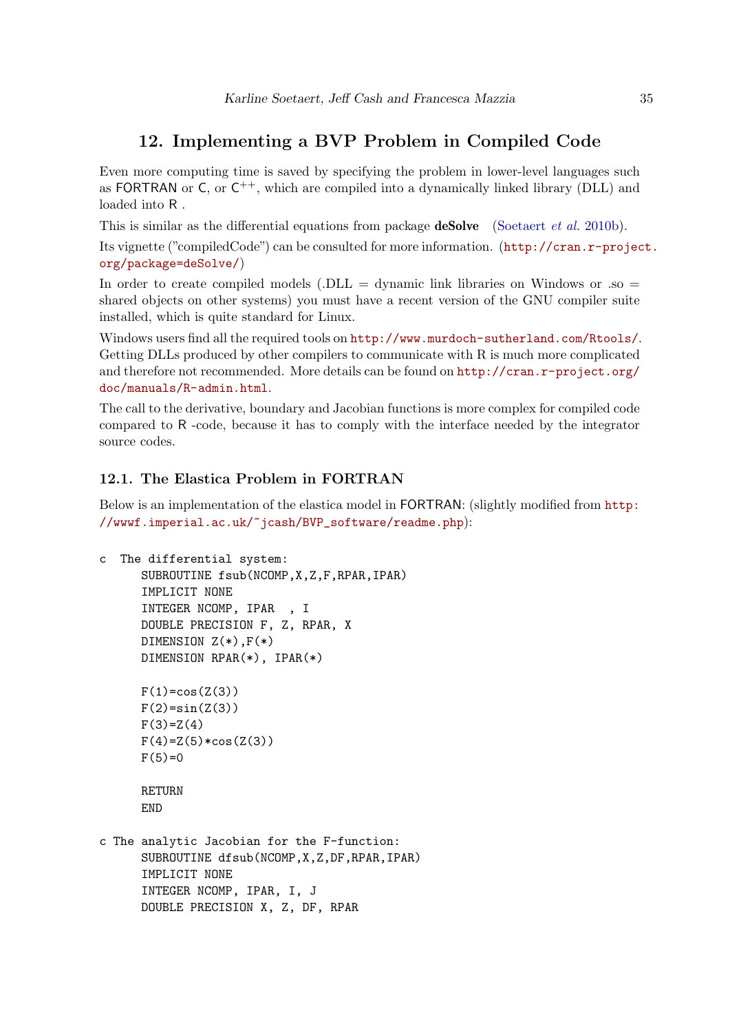## 12. Implementing a BVP Problem in Compiled Code

Even more computing time is saved by specifying the problem in lower-level languages such as FORTRAN or C, or $C^{++}$, which are compiled into a dynamically linked library (DLL) and loaded into R .

This is similar as the differential equations from package **deSolve** (Soetaert *et al.* 2010b).

Its vignette ("compiledCode") can be consulted for more information. (http://cran.r-project.org/package=deSolve/)

In order to create compiled models (.DLL = dynamic link libraries on Windows or .so = shared objects on other systems) you must have a recent version of the GNU compiler suite installed, which is quite standard for Linux.

Windows users find all the required tools on http://www.murdoch-sutherland.com/Rtools/. Getting DLLs produced by other compilers to communicate with R is much more complicated and therefore not recommended. More details can be found on http://cran.r-project.org/doc/manuals/R-admin.html.

The call to the derivative, boundary and Jacobian functions is more complex for compiled code compared to R -code, because it has to comply with the interface needed by the integrator source codes.

### 12.1. The Elastica Problem in FORTRAN

Below is an implementation of the elastica model in FORTRAN: (slightly modified from http://wwwf.imperial.ac.uk/~jcash/BVP_software/readme.php):

```
c  The differential system:
      SUBROUTINE fsub(NCOMP,X,Z,F,RPAR,IPAR)
      IMPLICIT NONE
      INTEGER NCOMP, IPAR  , I
      DOUBLE PRECISION F, Z, RPAR, X
      DIMENSION Z(*),F(*)
      DIMENSION RPAR(*), IPAR(*)

      F(1)=cos(Z(3))
      F(2)=sin(Z(3))
      F(3)=Z(4)
      F(4)=Z(5)*cos(Z(3))
      F(5)=0

      RETURN
      END

c The analytic Jacobian for the F-function:
      SUBROUTINE dfsub(NCOMP,X,Z,DF,RPAR,IPAR)
      IMPLICIT NONE
      INTEGER NCOMP, IPAR, I, J
      DOUBLE PRECISION X, Z, DF, RPAR
```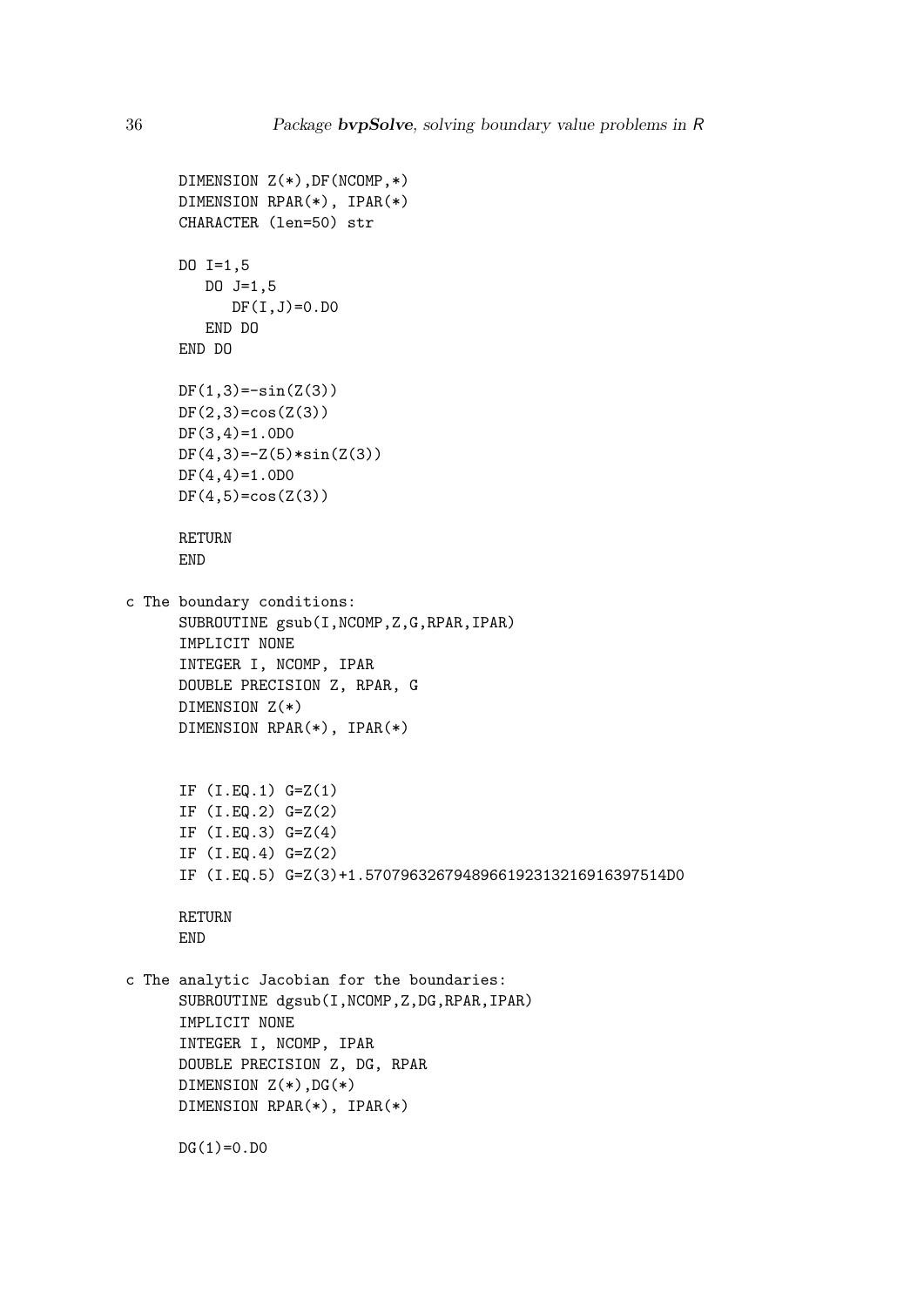```
      DIMENSION Z(*),DF(NCOMP,*)
      DIMENSION RPAR(*), IPAR(*)
      CHARACTER (len=50) str

      DO I=1,5
         DO J=1,5
            DF(I,J)=0.D0
         END DO
      END DO

      DF(1,3)=-sin(Z(3))
      DF(2,3)=cos(Z(3))
      DF(3,4)=1.0D0
      DF(4,3)=-Z(5)*sin(Z(3))
      DF(4,4)=1.0D0
      DF(4,5)=cos(Z(3))

      RETURN
      END

c The boundary conditions:
      SUBROUTINE gsub(I,NCOMP,Z,G,RPAR,IPAR)
      IMPLICIT NONE
      INTEGER I, NCOMP, IPAR
      DOUBLE PRECISION Z, RPAR, G
      DIMENSION Z(*)
      DIMENSION RPAR(*), IPAR(*)


      IF (I.EQ.1) G=Z(1)
      IF (I.EQ.2) G=Z(2)
      IF (I.EQ.3) G=Z(4)
      IF (I.EQ.4) G=Z(2)
      IF (I.EQ.5) G=Z(3)+1.5707963267948966192313216916397514D0

      RETURN
      END

c The analytic Jacobian for the boundaries:
      SUBROUTINE dgsub(I,NCOMP,Z,DG,RPAR,IPAR)
      IMPLICIT NONE
      INTEGER I, NCOMP, IPAR
      DOUBLE PRECISION Z, DG, RPAR
      DIMENSION Z(*),DG(*)
      DIMENSION RPAR(*), IPAR(*)

      DG(1)=0.D0
```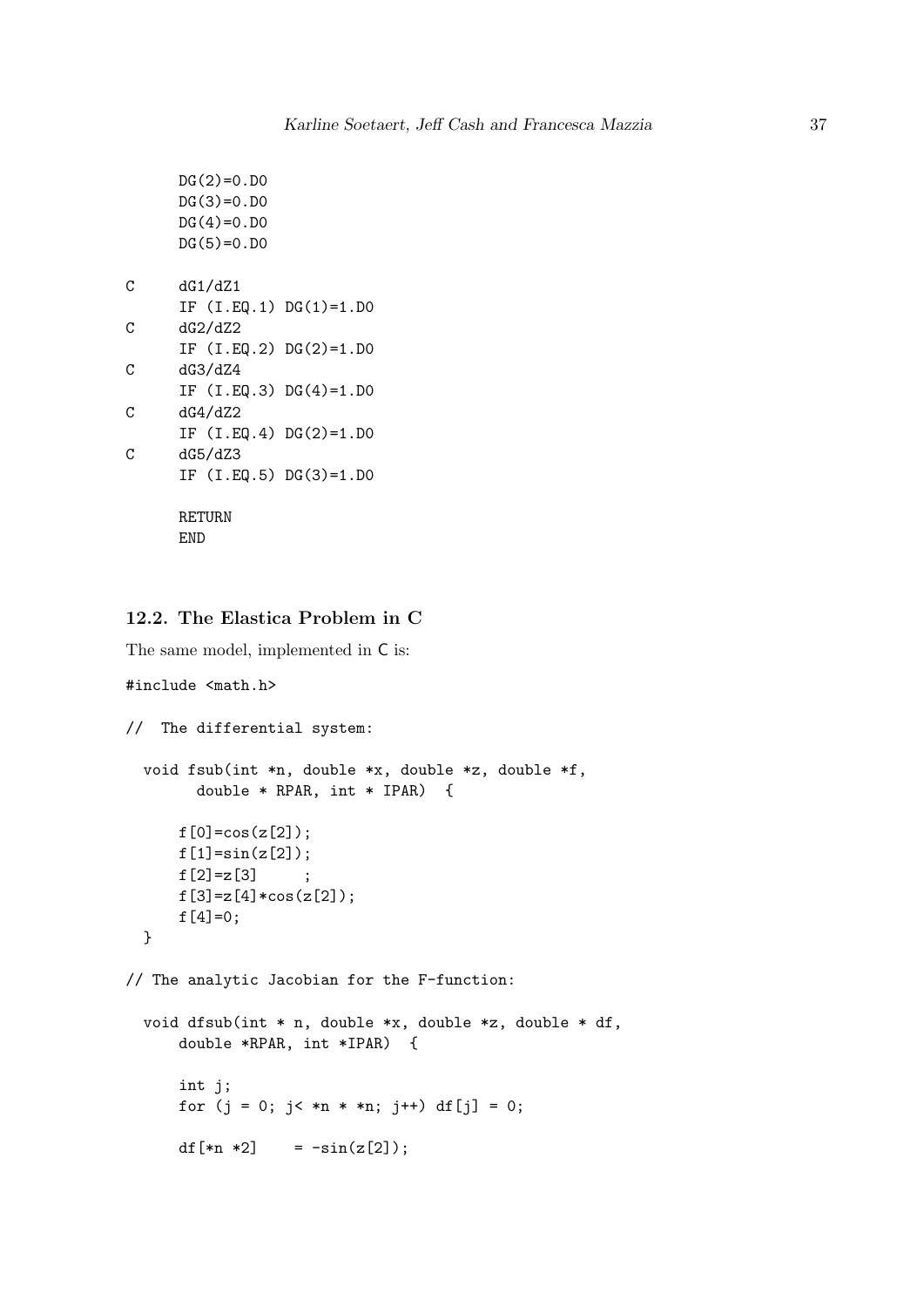```
      DG(2)=0.D0
      DG(3)=0.D0
      DG(4)=0.D0
      DG(5)=0.D0

C     dG1/dZ1
      IF (I.EQ.1) DG(1)=1.D0
C     dG2/dZ2
      IF (I.EQ.2) DG(2)=1.D0
C     dG3/dZ4
      IF (I.EQ.3) DG(4)=1.D0
C     dG4/dZ2
      IF (I.EQ.4) DG(2)=1.D0
C     dG5/dZ3
      IF (I.EQ.5) DG(3)=1.D0

      RETURN
      END
```

### 12.2. The Elastica Problem in C

The same model, implemented in C is:

```
#include <math.h>

//  The differential system:

  void fsub(int *n, double *x, double *z, double *f,
        double * RPAR, int * IPAR)  {

      f[0]=cos(z[2]);
      f[1]=sin(z[2]);
      f[2]=z[3]     ;
      f[3]=z[4]*cos(z[2]);
      f[4]=0;
  }

// The analytic Jacobian for the F-function:

  void dfsub(int * n, double *x, double *z, double * df,
      double *RPAR, int *IPAR)  {

      int j;
      for (j = 0; j< *n * *n; j++) df[j] = 0;

      df[*n *2]    = -sin(z[2]);
```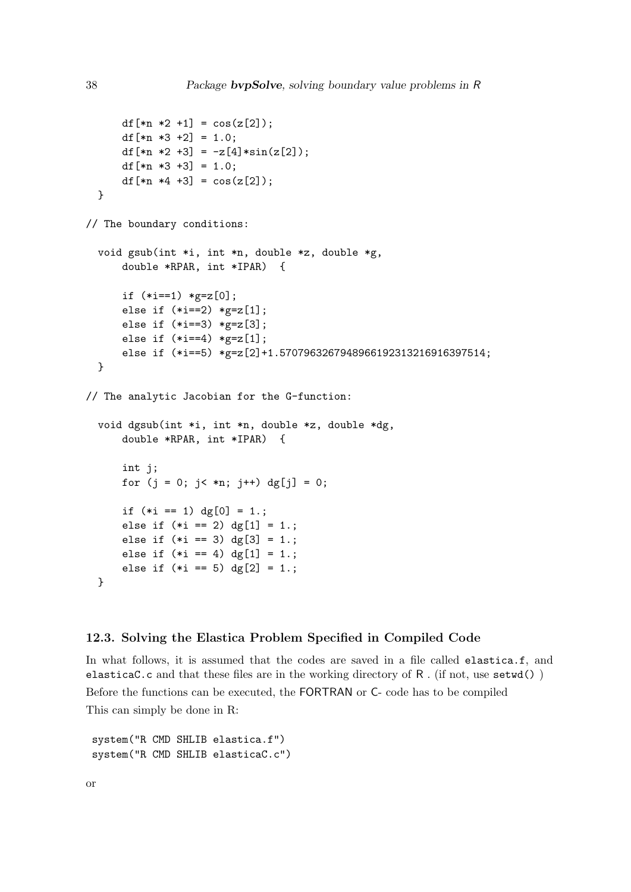```
      df[*n *2 +1] = cos(z[2]);
      df[*n *3 +2] = 1.0;
      df[*n *2 +3] = -z[4]*sin(z[2]);
      df[*n *3 +3] = 1.0;
      df[*n *4 +3] = cos(z[2]);
  }

// The boundary conditions:

  void gsub(int *i, int *n, double *z, double *g,
      double *RPAR, int *IPAR)  {

      if (*i==1) *g=z[0];
      else if (*i==2) *g=z[1];
      else if (*i==3) *g=z[3];
      else if (*i==4) *g=z[1];
      else if (*i==5) *g=z[2]+1.5707963267948966192313216916397514;
  }

// The analytic Jacobian for the G-function:

  void dgsub(int *i, int *n, double *z, double *dg,
      double *RPAR, int *IPAR)  {

      int j;
      for (j = 0; j< *n; j++) dg[j] = 0;

      if (*i == 1) dg[0] = 1.;
      else if (*i == 2) dg[1] = 1.;
      else if (*i == 3) dg[3] = 1.;
      else if (*i == 4) dg[1] = 1.;
      else if (*i == 5) dg[2] = 1.;
  }
```

### 12.3. Solving the Elastica Problem Specified in Compiled Code

In what follows, it is assumed that the codes are saved in a file called `elastica.f`, and `elasticaC.c` and that these files are in the working directory of R . (if not, use `setwd()` )

Before the functions can be executed, the FORTRAN or C- code has to be compiled

This can simply be done in R:

```
system("R CMD SHLIB elastica.f")
system("R CMD SHLIB elasticaC.c")
```

or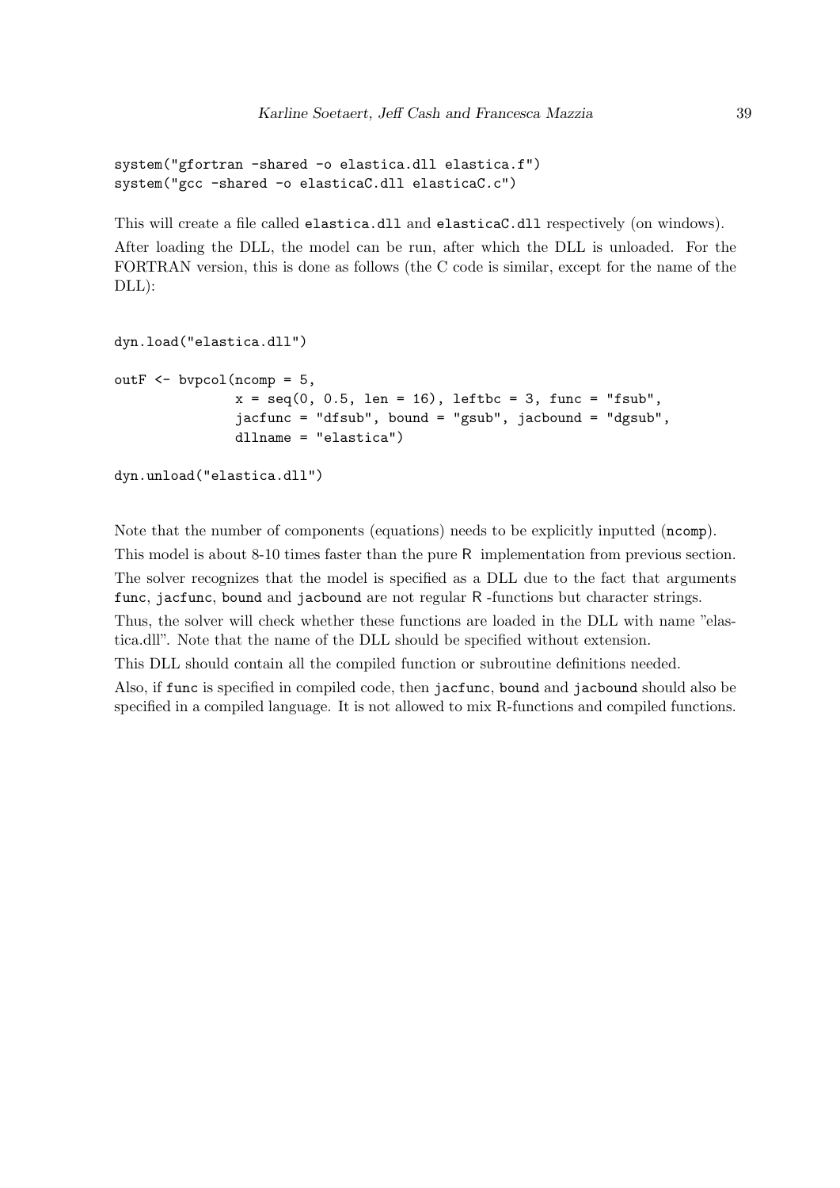```
system("gfortran -shared -o elastica.dll elastica.f")
system("gcc -shared -o elasticaC.dll elasticaC.c")
```

This will create a file called `elastica.dll` and `elasticaC.dll` respectively (on windows).

After loading the DLL, the model can be run, after which the DLL is unloaded. For the FORTRAN version, this is done as follows (the C code is similar, except for the name of the DLL):

```
dyn.load("elastica.dll")

outF <- bvpcol(ncomp = 5,
               x = seq(0, 0.5, len = 16), leftbc = 3, func = "fsub",
               jacfunc = "dfsub", bound = "gsub", jacbound = "dgsub",
               dllname = "elastica")

dyn.unload("elastica.dll")
```

Note that the number of components (equations) needs to be explicitly inputted (`ncomp`).

This model is about 8-10 times faster than the pure R implementation from previous section.

The solver recognizes that the model is specified as a DLL due to the fact that arguments `func`, `jacfunc`, `bound` and `jacbound` are not regular R -functions but character strings.

Thus, the solver will check whether these functions are loaded in the DLL with name "elastica.dll". Note that the name of the DLL should be specified without extension.

This DLL should contain all the compiled function or subroutine definitions needed.

Also, if `func` is specified in compiled code, then `jacfunc`, `bound` and `jacbound` should also be specified in a compiled language. It is not allowed to mix R-functions and compiled functions.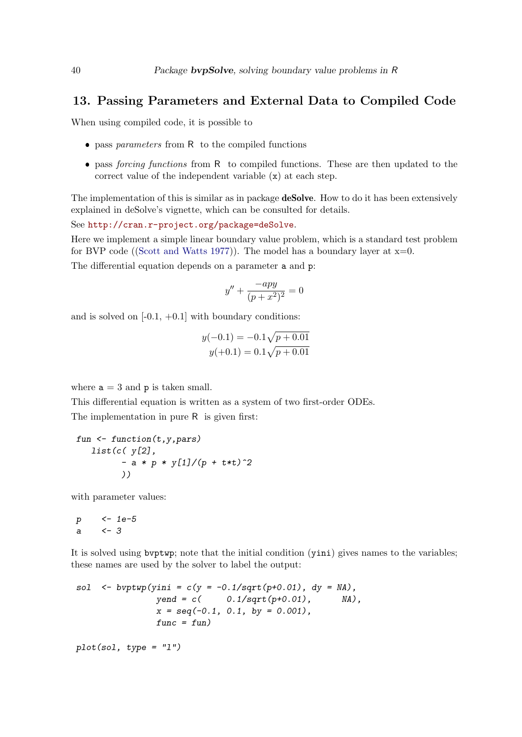## 13. Passing Parameters and External Data to Compiled Code

When using compiled code, it is possible to

- pass *parameters* from R to the compiled functions
- pass *forcing functions* from R to compiled functions. These are then updated to the correct value of the independent variable (x) at each step.

The implementation of this is similar as in package **deSolve**. How to do it has been extensively explained in deSolve's vignette, which can be consulted for details.

See http://cran.r-project.org/package=deSolve.

Here we implement a simple linear boundary value problem, which is a standard test problem for BVP code ((Scott and Watts 1977)). The model has a boundary layer at x=0.

The differential equation depends on a parameter a and p:

$$y'' + \frac{-apy}{(p+x^2)^2} = 0$$

and is solved on [-0.1, +0.1] with boundary conditions:

$$y(-0.1) = -0.1\sqrt{p+0.01}$$
$$y(+0.1) = 0.1\sqrt{p+0.01}$$

where a = 3 and p is taken small.

This differential equation is written as a system of two first-order ODEs.

The implementation in pure R is given first:

```
fun <- function(t,y,pars)
   list(c( y[2],
         - a * p * y[1]/(p + t*t)^2
         ))
```

with parameter values:

```
p     <- 1e-5
a     <- 3
```

It is solved using bvptwp; note that the initial condition (yini) gives names to the variables; these names are used by the solver to label the output:

```
sol  <- bvptwp(yini = c(y = -0.1/sqrt(p+0.01), dy = NA),
               yend = c(     0.1/sqrt(p+0.01),      NA),
               x = seq(-0.1, 0.1, by = 0.001),
               func = fun)

plot(sol, type = "l")
```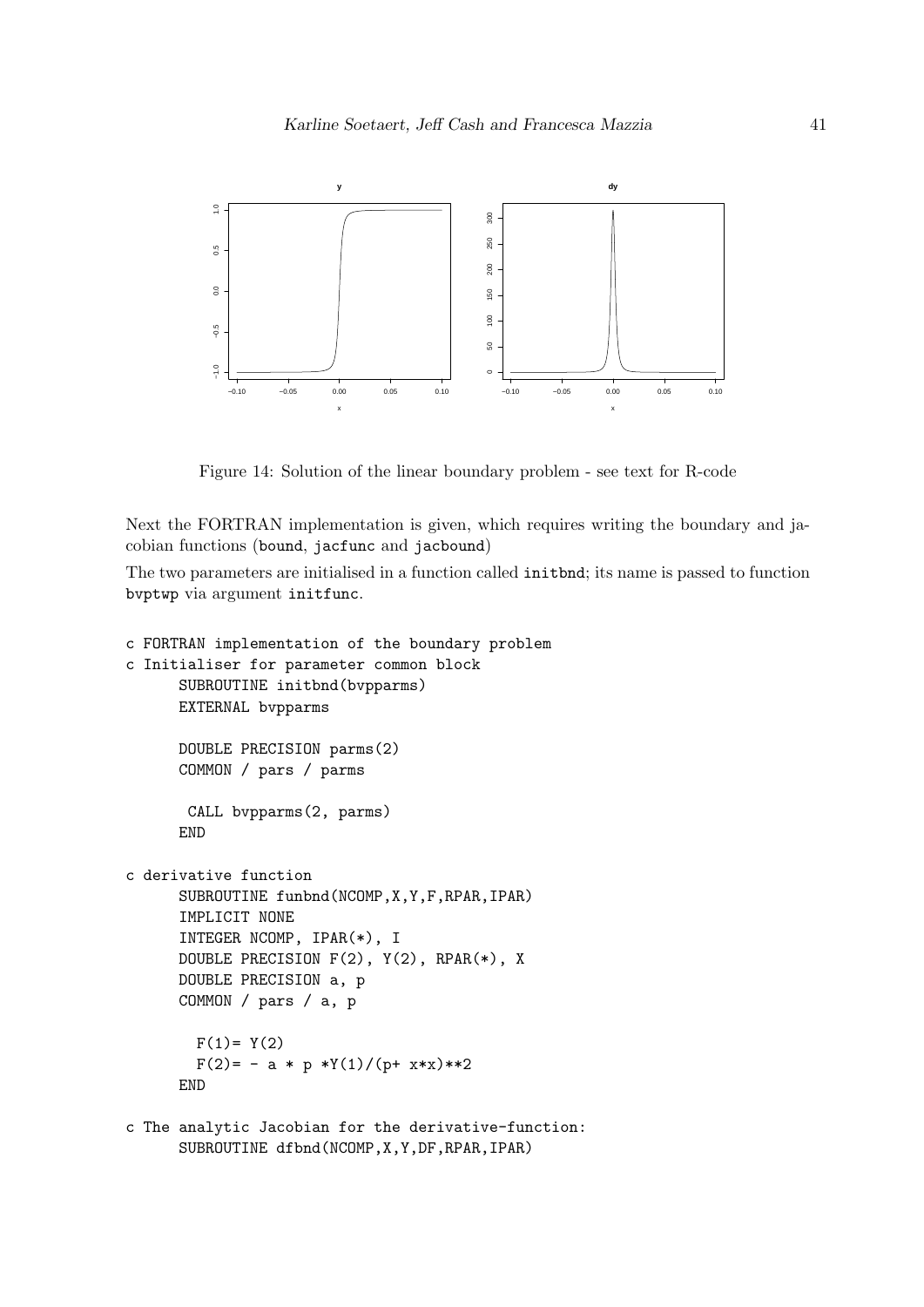Figure 14: Solution of the linear boundary problem - see text for R-code

Next the FORTRAN implementation is given, which requires writing the boundary and jacobian functions (bound, jacfunc and jacbound)

The two parameters are initialised in a function called initbnd; its name is passed to function bvptwp via argument initfunc.

```
c FORTRAN implementation of the boundary problem
c Initialiser for parameter common block
      SUBROUTINE initbnd(bvpparms)
      EXTERNAL bvpparms

      DOUBLE PRECISION parms(2)
      COMMON / pars / parms

       CALL bvpparms(2, parms)
      END

c derivative function
      SUBROUTINE funbnd(NCOMP,X,Y,F,RPAR,IPAR)
      IMPLICIT NONE
      INTEGER NCOMP, IPAR(*), I
      DOUBLE PRECISION F(2), Y(2), RPAR(*), X
      DOUBLE PRECISION a, p
      COMMON / pars / a, p

        F(1)= Y(2)
        F(2)= - a * p *Y(1)/(p+ x*x)**2
      END

c The analytic Jacobian for the derivative-function:
      SUBROUTINE dfbnd(NCOMP,X,Y,DF,RPAR,IPAR)
```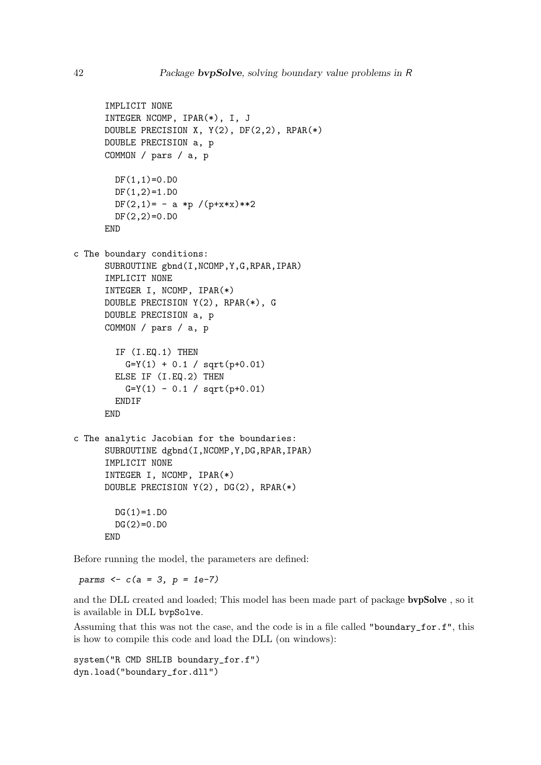```
      IMPLICIT NONE
      INTEGER NCOMP, IPAR(*), I, J
      DOUBLE PRECISION X, Y(2), DF(2,2), RPAR(*)
      DOUBLE PRECISION a, p
      COMMON / pars / a, p

        DF(1,1)=0.D0
        DF(1,2)=1.D0
        DF(2,1)= - a *p /(p+x*x)**2
        DF(2,2)=0.D0
      END

c The boundary conditions:
      SUBROUTINE gbnd(I,NCOMP,Y,G,RPAR,IPAR)
      IMPLICIT NONE
      INTEGER I, NCOMP, IPAR(*)
      DOUBLE PRECISION Y(2), RPAR(*), G
      DOUBLE PRECISION a, p
      COMMON / pars / a, p

        IF (I.EQ.1) THEN
          G=Y(1) + 0.1 / sqrt(p+0.01)
        ELSE IF (I.EQ.2) THEN
          G=Y(1) - 0.1 / sqrt(p+0.01)
        ENDIF
      END

c The analytic Jacobian for the boundaries:
      SUBROUTINE dgbnd(I,NCOMP,Y,DG,RPAR,IPAR)
      IMPLICIT NONE
      INTEGER I, NCOMP, IPAR(*)
      DOUBLE PRECISION Y(2), DG(2), RPAR(*)

        DG(1)=1.D0
        DG(2)=0.D0
      END
```

Before running the model, the parameters are defined:

```
parms <- c(a = 3, p = 1e-7)
```

and the DLL created and loaded; This model has been made part of package **bvpSolve** , so it is available in DLL `bvpSolve`.

Assuming that this was not the case, and the code is in a file called `"boundary_for.f"`, this is how to compile this code and load the DLL (on windows):

```
system("R CMD SHLIB boundary_for.f")
dyn.load("boundary_for.dll")
```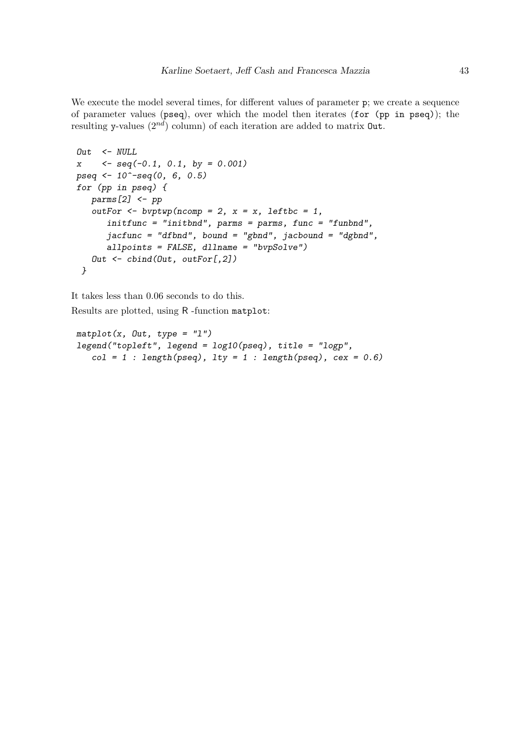We execute the model several times, for different values of parameter `p`; we create a sequence of parameter values (`pseq`), over which the model then iterates (`for (pp in pseq)`); the resulting y-values ($2^{nd}$) column) of each iteration are added to matrix `Out`.

```
Out  <- NULL
x    <- seq(-0.1, 0.1, by = 0.001)
pseq <- 10^-seq(0, 6, 0.5)
for (pp in pseq) {
   parms[2] <- pp
   outFor <- bvptwp(ncomp = 2, x = x, leftbc = 1,
      initfunc = "initbnd", parms = parms, func = "funbnd",
      jacfunc = "dfbnd", bound = "gbnd", jacbound = "dgbnd",
      allpoints = FALSE, dllname = "bvpSolve")
   Out <- cbind(Out, outFor[,2])
 }
```

It takes less than 0.06 seconds to do this.

Results are plotted, using R -function `matplot`:

```
matplot(x, Out, type = "l")
legend("topleft", legend = log10(pseq), title = "logp",
   col = 1 : length(pseq), lty = 1 : length(pseq), cex = 0.6)
```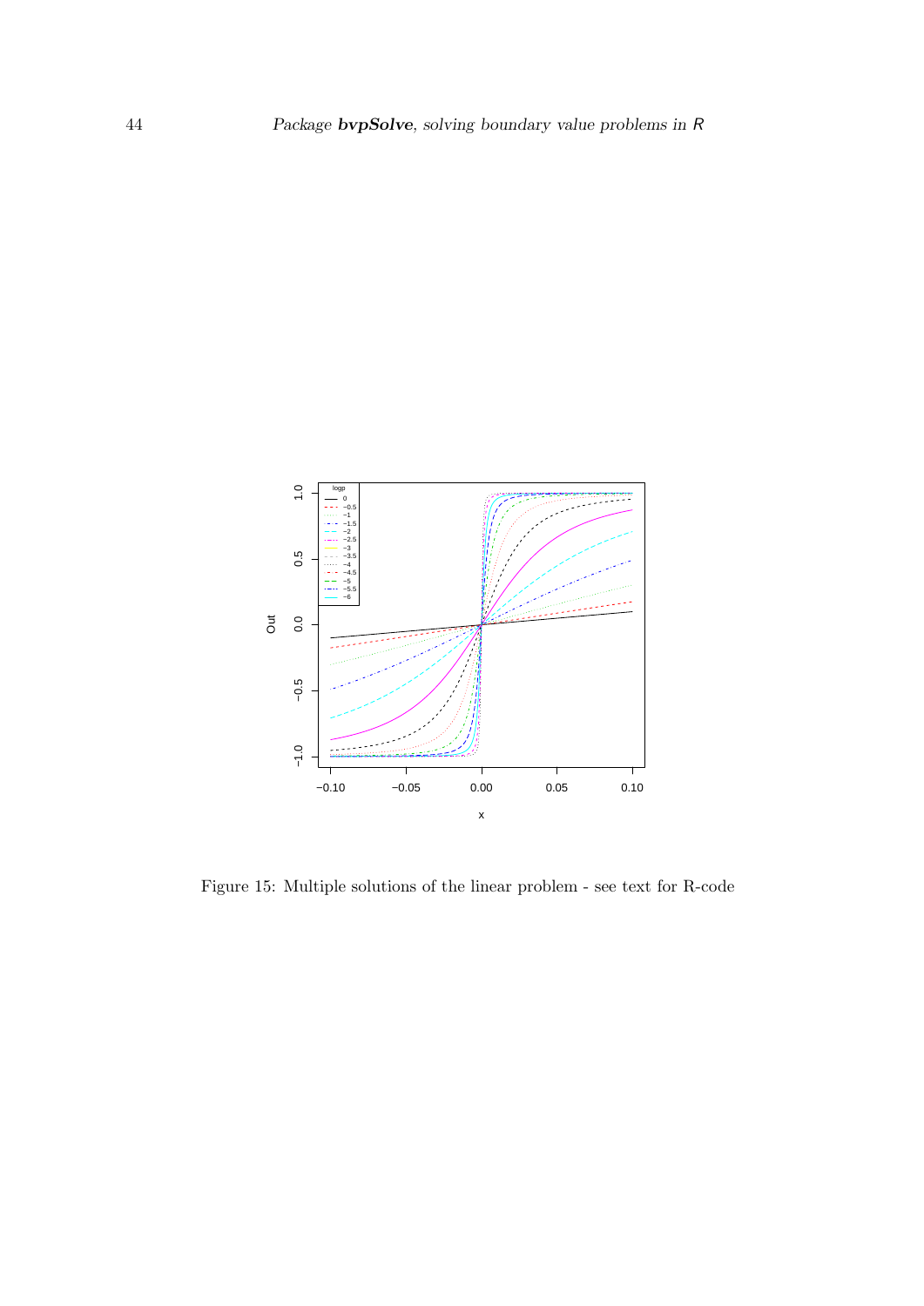Figure 15: Multiple solutions of the linear problem - see text for R-code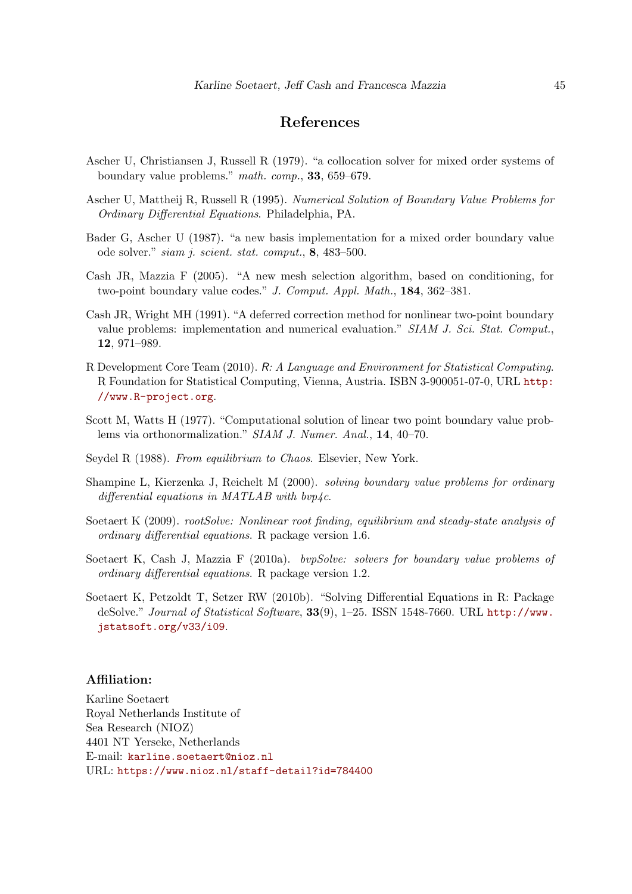# References

Ascher U, Christiansen J, Russell R (1979). "a collocation solver for mixed order systems of boundary value problems." *math. comp.*, **33**, 659–679.

Ascher U, Mattheij R, Russell R (1995). *Numerical Solution of Boundary Value Problems for Ordinary Differential Equations*. Philadelphia, PA.

Bader G, Ascher U (1987). "a new basis implementation for a mixed order boundary value ode solver." *siam j. scient. stat. comput.*, **8**, 483–500.

Cash JR, Mazzia F (2005). "A new mesh selection algorithm, based on conditioning, for two-point boundary value codes." *J. Comput. Appl. Math.*, **184**, 362–381.

Cash JR, Wright MH (1991). "A deferred correction method for nonlinear two-point boundary value problems: implementation and numerical evaluation." *SIAM J. Sci. Stat. Comput.*, **12**, 971–989.

R Development Core Team (2010). *R: A Language and Environment for Statistical Computing*. R Foundation for Statistical Computing, Vienna, Austria. ISBN 3-900051-07-0, URL http://www.R-project.org.

Scott M, Watts H (1977). "Computational solution of linear two point boundary value problems via orthonormalization." *SIAM J. Numer. Anal.*, **14**, 40–70.

Seydel R (1988). *From equilibrium to Chaos*. Elsevier, New York.

Shampine L, Kierzenka J, Reichelt M (2000). *solving boundary value problems for ordinary differential equations in MATLAB with bvp4c*.

Soetaert K (2009). *rootSolve: Nonlinear root finding, equilibrium and steady-state analysis of ordinary differential equations*. R package version 1.6.

Soetaert K, Cash J, Mazzia F (2010a). *bvpSolve: solvers for boundary value problems of ordinary differential equations*. R package version 1.2.

Soetaert K, Petzoldt T, Setzer RW (2010b). "Solving Differential Equations in R: Package deSolve." *Journal of Statistical Software*, **33**(9), 1–25. ISSN 1548-7660. URL http://www.jstatsoft.org/v33/i09.

**Affiliation:**

Karline Soetaert
Royal Netherlands Institute of
Sea Research (NIOZ)
4401 NT Yerseke, Netherlands
E-mail: karline.soetaert@nioz.nl
URL: https://www.nioz.nl/staff-detail?id=784400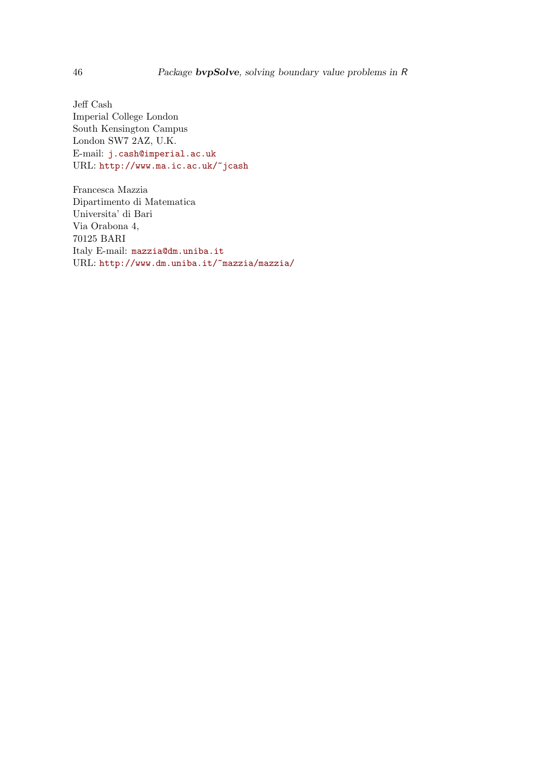Jeff Cash  
Imperial College London  
South Kensington Campus  
London SW7 2AZ, U.K.  
E-mail: j.cash@imperial.ac.uk  
URL: http://www.ma.ic.ac.uk/~jcash

Francesca Mazzia  
Dipartimento di Matematica  
Universita' di Bari  
Via Orabona 4,  
70125 BARI  
Italy E-mail: mazzia@dm.uniba.it  
URL: http://www.dm.uniba.it/~mazzia/mazzia/